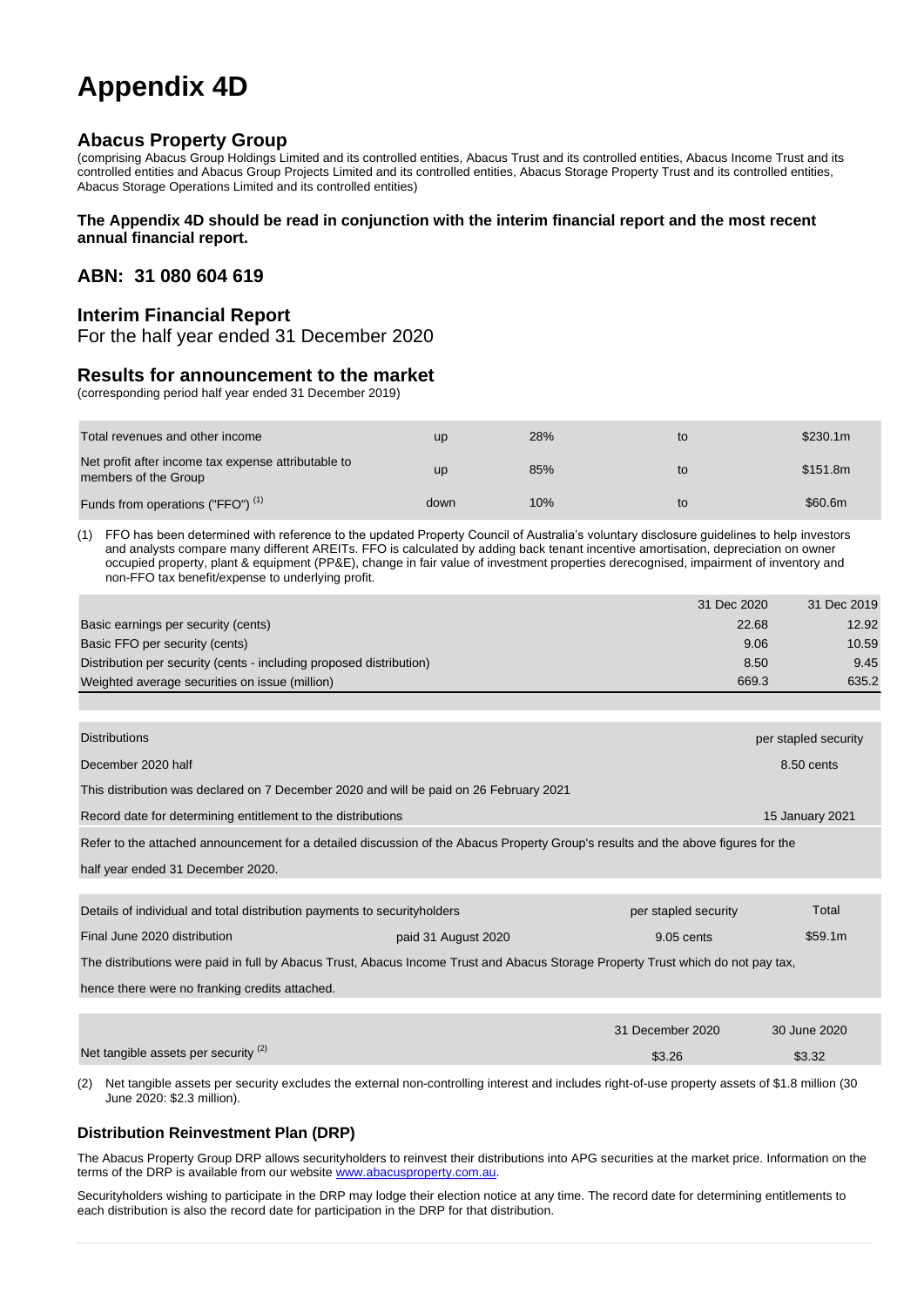# Appendix 4D

## Abacus Property Group

(comprising Abacus Group Holdings Limited and its controlled entities, Abacus Trust and its controlled entities, Abacus Income Trust and its controlled entities and Abacus Group Projects Limited and its controlled entities, Abacus Storage Property Trust and its controlled entities, Abacus Storage Operations Limited and its controlled entities)

**The Appendix 4D should be read in conjunction with the interim financial report and the most recent annual financial report.**

## ABN: 31 080 604 619

## Interim Financial Report

For the half year ended 31 December 2020

## Results for announcement to the market

(corresponding period half year ended 31 December 2019)

| | | | | |
|---|---|---|---|---|
| Total revenues and other income | up | 28% | to | \$230.1m |
| Net profit after income tax expense attributable to members of the Group | up | 85% | to | \$151.8m |
| Funds from operations ("FFO") [1] | down | 10% | to | \$60.6m |

(1) FFO has been determined with reference to the updated Property Council of Australia's voluntary disclosure guidelines to help investors and analysts compare many different AREITs. FFO is calculated by adding back tenant incentive amortisation, depreciation on owner occupied property, plant & equipment (PP&E), change in fair value of investment properties derecognised, impairment of inventory and non-FFO tax benefit/expense to underlying profit.

| | 31 Dec 2020 | 31 Dec 2019 |
|---|---|---|
| Basic earnings per security (cents) | 22.68 | 12.92 |
| Basic FFO per security (cents) | 9.06 | 10.59 |
| Distribution per security (cents - including proposed distribution) | 8.50 | 9.45 |
| Weighted average securities on issue (million) | 669.3 | 635.2 |

| Distributions | per stapled security |
|---|---|
| December 2020 half | 8.50 cents |
| This distribution was declared on 7 December 2020 and will be paid on 26 February 2021 | |
| Record date for determining entitlement to the distributions | 15 January 2021 |

Refer to the attached announcement for a detailed discussion of the Abacus Property Group's results and the above figures for the half year ended 31 December 2020.

| Details of individual and total distribution payments to securityholders | | per stapled security | Total |
|---|---|---|---|
| Final June 2020 distribution | paid 31 August 2020 | 9.05 cents | \$59.1m |

The distributions were paid in full by Abacus Trust, Abacus Income Trust and Abacus Storage Property Trust which do not pay tax, hence there were no franking credits attached.

| | 31 December 2020 | 30 June 2020 |
|---|---|---|
| Net tangible assets per security [2] | \$3.26 | \$3.32 |

(2) Net tangible assets per security excludes the external non-controlling interest and includes right-of-use property assets of \$1.8 million (30 June 2020: \$2.3 million).

### Distribution Reinvestment Plan (DRP)

The Abacus Property Group DRP allows securityholders to reinvest their distributions into APG securities at the market price. Information on the terms of the DRP is available from our website www.abacusproperty.com.au.

Securityholders wishing to participate in the DRP may lodge their election notice at any time. The record date for determining entitlements to each distribution is also the record date for participation in the DRP for that distribution.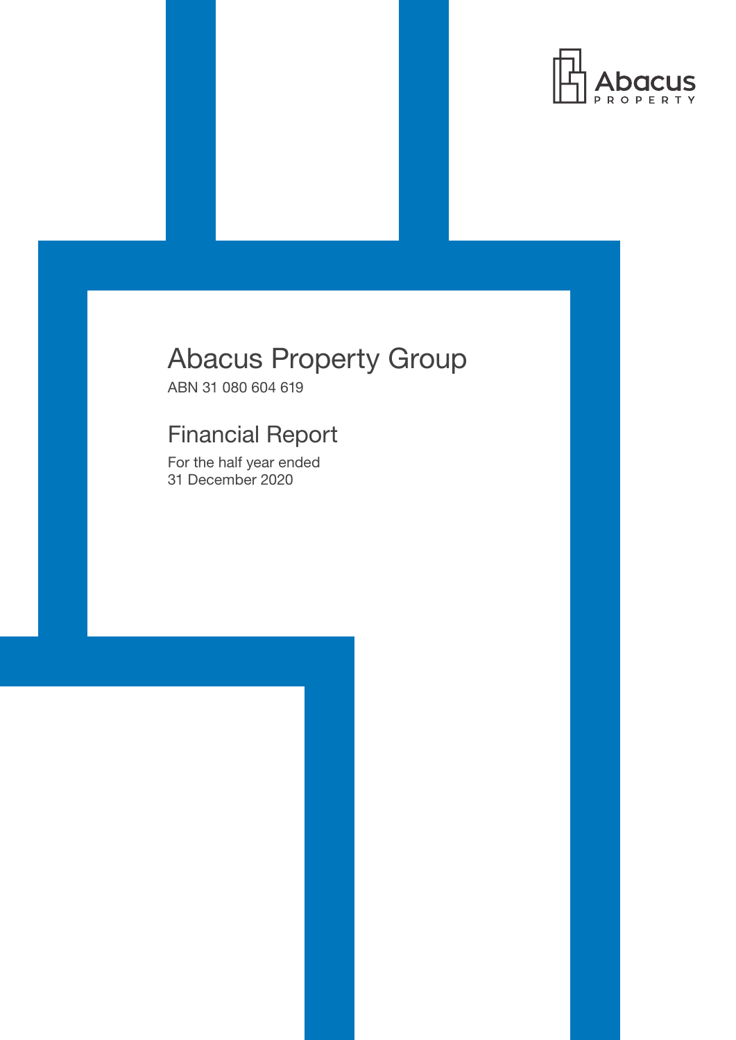Abacus PROPERTY

# Abacus Property Group

ABN 31 080 604 619

## Financial Report

For the half year ended
31 December 2020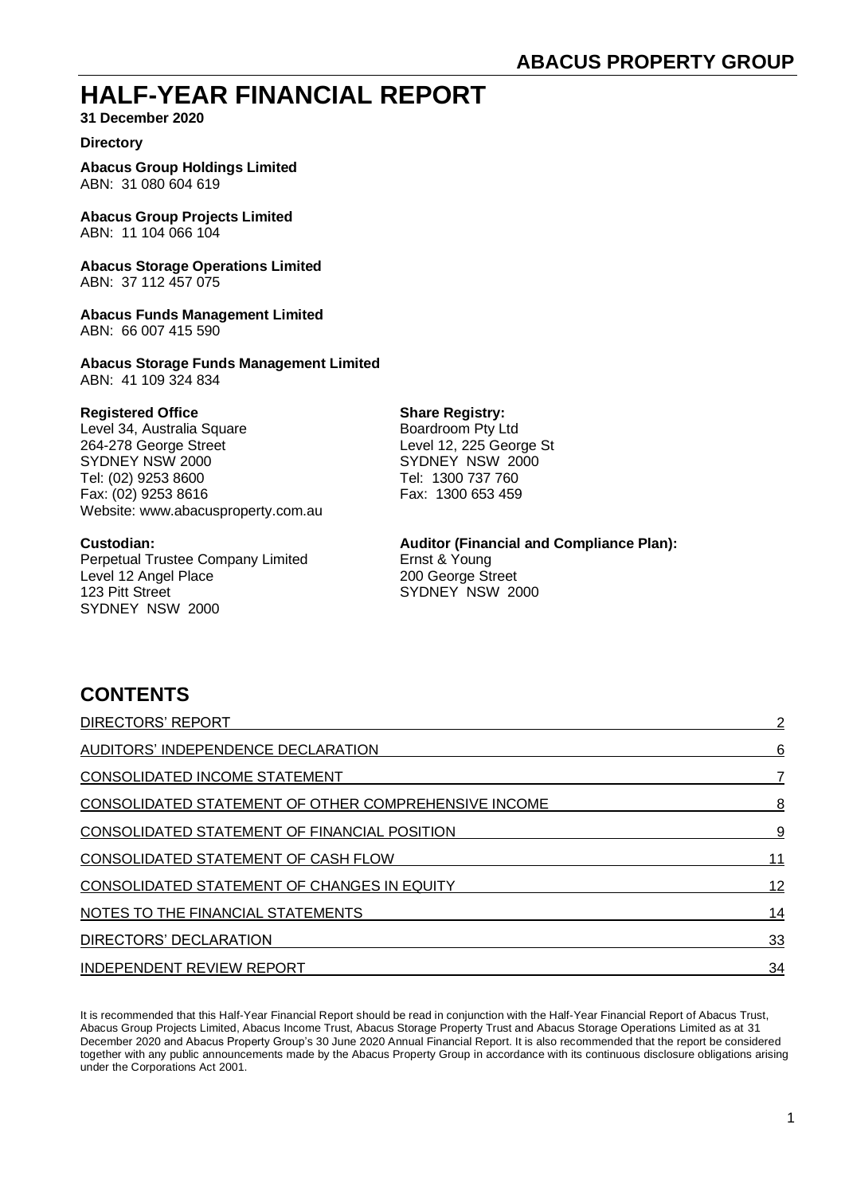# HALF-YEAR FINANCIAL REPORT

**31 December 2020**

**Directory**

**Abacus Group Holdings Limited**
ABN: 31 080 604 619

**Abacus Group Projects Limited**
ABN: 11 104 066 104

**Abacus Storage Operations Limited**
ABN: 37 112 457 075

**Abacus Funds Management Limited**
ABN: 66 007 415 590

**Abacus Storage Funds Management Limited**
ABN: 41 109 324 834

**Registered Office**
Level 34, Australia Square
264-278 George Street
SYDNEY NSW 2000
Tel: (02) 9253 8600
Fax: (02) 9253 8616
Website: www.abacusproperty.com.au

**Share Registry:**
Boardroom Pty Ltd
Level 12, 225 George St
SYDNEY NSW 2000
Tel: 1300 737 760
Fax: 1300 653 459

**Custodian:**
Perpetual Trustee Company Limited
Level 12 Angel Place
123 Pitt Street
SYDNEY NSW 2000

**Auditor (Financial and Compliance Plan):**
Ernst & Young
200 George Street
SYDNEY NSW 2000

## CONTENTS

| | |
|---|---|
| DIRECTORS' REPORT | 2 |
| AUDITORS' INDEPENDENCE DECLARATION | 6 |
| CONSOLIDATED INCOME STATEMENT | 7 |
| CONSOLIDATED STATEMENT OF OTHER COMPREHENSIVE INCOME | 8 |
| CONSOLIDATED STATEMENT OF FINANCIAL POSITION | 9 |
| CONSOLIDATED STATEMENT OF CASH FLOW | 11 |
| CONSOLIDATED STATEMENT OF CHANGES IN EQUITY | 12 |
| NOTES TO THE FINANCIAL STATEMENTS | 14 |
| DIRECTORS' DECLARATION | 33 |
| INDEPENDENT REVIEW REPORT | 34 |

It is recommended that this Half-Year Financial Report should be read in conjunction with the Half-Year Financial Report of Abacus Trust, Abacus Group Projects Limited, Abacus Income Trust, Abacus Storage Property Trust and Abacus Storage Operations Limited as at 31 December 2020 and Abacus Property Group's 30 June 2020 Annual Financial Report. It is also recommended that the report be considered together with any public announcements made by the Abacus Property Group in accordance with its continuous disclosure obligations arising under the Corporations Act 2001.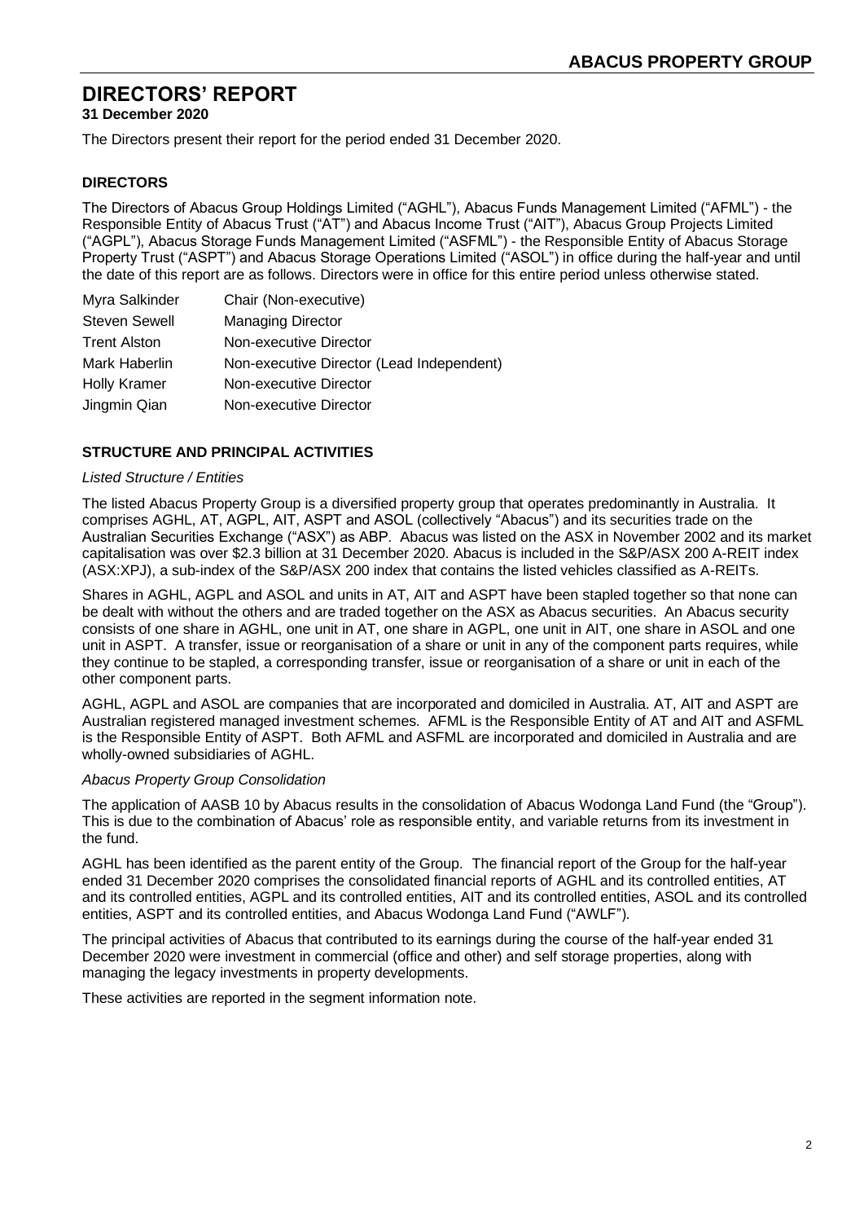# DIRECTORS' REPORT

**31 December 2020**

The Directors present their report for the period ended 31 December 2020.

## DIRECTORS

The Directors of Abacus Group Holdings Limited ("AGHL"), Abacus Funds Management Limited ("AFML") - the Responsible Entity of Abacus Trust ("AT") and Abacus Income Trust ("AIT"), Abacus Group Projects Limited ("AGPL"), Abacus Storage Funds Management Limited ("ASFML") - the Responsible Entity of Abacus Storage Property Trust ("ASPT") and Abacus Storage Operations Limited ("ASOL") in office during the half-year and until the date of this report are as follows. Directors were in office for this entire period unless otherwise stated.

| | |
|---|---|
| Myra Salkinder | Chair (Non-executive) |
| Steven Sewell | Managing Director |
| Trent Alston | Non-executive Director |
| Mark Haberlin | Non-executive Director (Lead Independent) |
| Holly Kramer | Non-executive Director |
| Jingmin Qian | Non-executive Director |

## STRUCTURE AND PRINCIPAL ACTIVITIES

*Listed Structure / Entities*

The listed Abacus Property Group is a diversified property group that operates predominantly in Australia. It comprises AGHL, AT, AGPL, AIT, ASPT and ASOL (collectively "Abacus") and its securities trade on the Australian Securities Exchange ("ASX") as ABP. Abacus was listed on the ASX in November 2002 and its market capitalisation was over \$2.3 billion at 31 December 2020. Abacus is included in the S&P/ASX 200 A-REIT index (ASX:XPJ), a sub-index of the S&P/ASX 200 index that contains the listed vehicles classified as A-REITs.

Shares in AGHL, AGPL and ASOL and units in AT, AIT and ASPT have been stapled together so that none can be dealt with without the others and are traded together on the ASX as Abacus securities. An Abacus security consists of one share in AGHL, one unit in AT, one share in AGPL, one unit in AIT, one share in ASOL and one unit in ASPT. A transfer, issue or reorganisation of a share or unit in any of the component parts requires, while they continue to be stapled, a corresponding transfer, issue or reorganisation of a share or unit in each of the other component parts.

AGHL, AGPL and ASOL are companies that are incorporated and domiciled in Australia. AT, AIT and ASPT are Australian registered managed investment schemes. AFML is the Responsible Entity of AT and AIT and ASFML is the Responsible Entity of ASPT. Both AFML and ASFML are incorporated and domiciled in Australia and are wholly-owned subsidiaries of AGHL.

*Abacus Property Group Consolidation*

The application of AASB 10 by Abacus results in the consolidation of Abacus Wodonga Land Fund (the "Group"). This is due to the combination of Abacus' role as responsible entity, and variable returns from its investment in the fund.

AGHL has been identified as the parent entity of the Group. The financial report of the Group for the half-year ended 31 December 2020 comprises the consolidated financial reports of AGHL and its controlled entities, AT and its controlled entities, AGPL and its controlled entities, AIT and its controlled entities, ASOL and its controlled entities, ASPT and its controlled entities, and Abacus Wodonga Land Fund ("AWLF").

The principal activities of Abacus that contributed to its earnings during the course of the half-year ended 31 December 2020 were investment in commercial (office and other) and self storage properties, along with managing the legacy investments in property developments.

These activities are reported in the segment information note.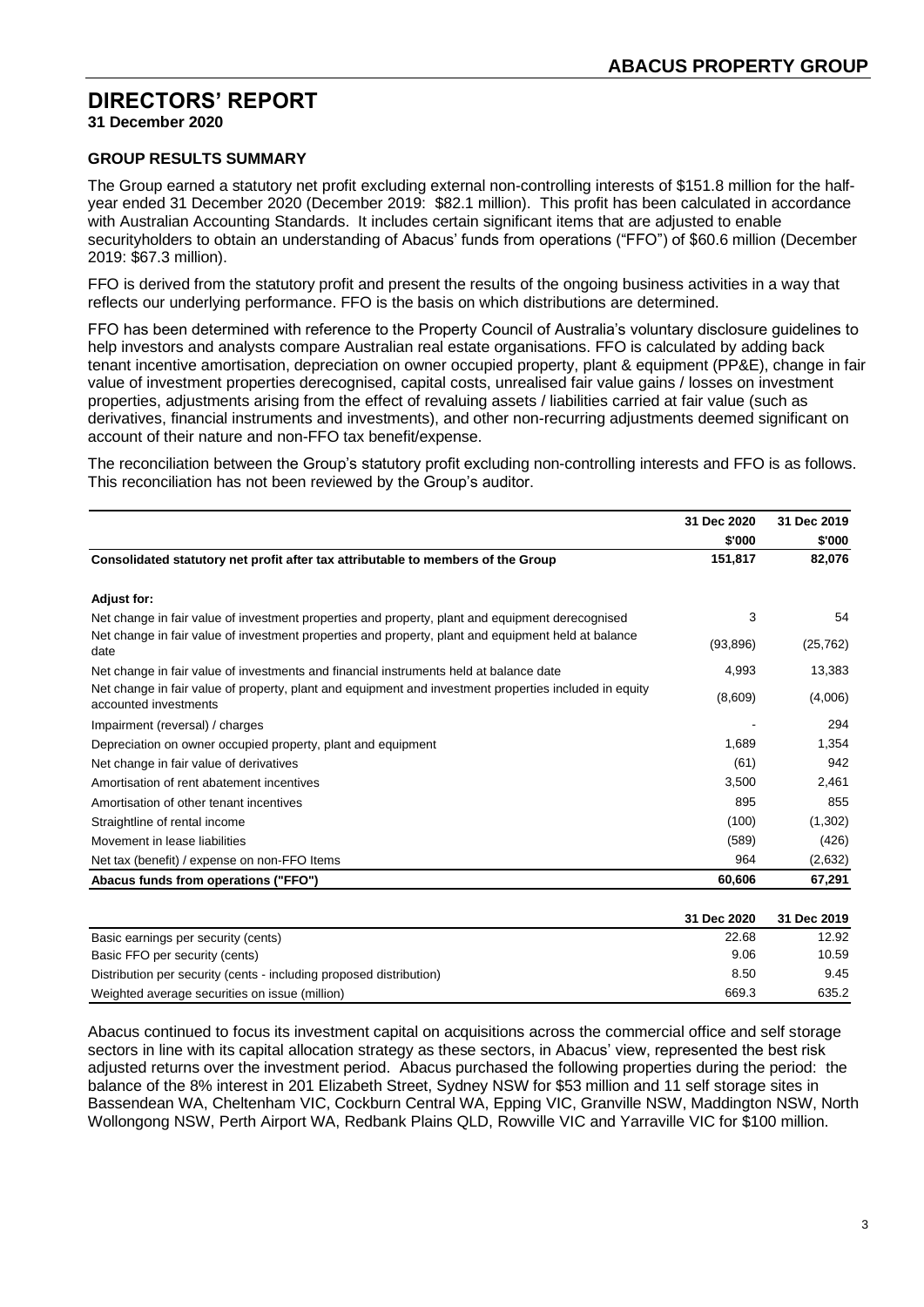# DIRECTORS' REPORT

**31 December 2020**

## GROUP RESULTS SUMMARY

The Group earned a statutory net profit excluding external non-controlling interests of $151.8 million for the half-year ended 31 December 2020 (December 2019: $82.1 million). This profit has been calculated in accordance with Australian Accounting Standards. It includes certain significant items that are adjusted to enable securityholders to obtain an understanding of Abacus' funds from operations ("FFO") of $60.6 million (December 2019: $67.3 million).

FFO is derived from the statutory profit and present the results of the ongoing business activities in a way that reflects our underlying performance. FFO is the basis on which distributions are determined.

FFO has been determined with reference to the Property Council of Australia's voluntary disclosure guidelines to help investors and analysts compare Australian real estate organisations. FFO is calculated by adding back tenant incentive amortisation, depreciation on owner occupied property, plant & equipment (PP&E), change in fair value of investment properties derecognised, capital costs, unrealised fair value gains / losses on investment properties, adjustments arising from the effect of revaluing assets / liabilities carried at fair value (such as derivatives, financial instruments and investments), and other non-recurring adjustments deemed significant on account of their nature and non-FFO tax benefit/expense.

The reconciliation between the Group's statutory profit excluding non-controlling interests and FFO is as follows. This reconciliation has not been reviewed by the Group's auditor.

| | 31 Dec 2020 | 31 Dec 2019 |
|---|---|---|
| | $'000 | $'000 |
| **Consolidated statutory net profit after tax attributable to members of the Group** | **151,817** | **82,076** |
| | | |
| **Adjust for:** | | |
| Net change in fair value of investment properties and property, plant and equipment derecognised | 3 | 54 |
| Net change in fair value of investment properties and property, plant and equipment held at balance date | (93,896) | (25,762) |
| Net change in fair value of investments and financial instruments held at balance date | 4,993 | 13,383 |
| Net change in fair value of property, plant and equipment and investment properties included in equity accounted investments | (8,609) | (4,006) |
| Impairment (reversal) / charges | - | 294 |
| Depreciation on owner occupied property, plant and equipment | 1,689 | 1,354 |
| Net change in fair value of derivatives | (61) | 942 |
| Amortisation of rent abatement incentives | 3,500 | 2,461 |
| Amortisation of other tenant incentives | 895 | 855 |
| Straightline of rental income | (100) | (1,302) |
| Movement in lease liabilities | (589) | (426) |
| Net tax (benefit) / expense on non-FFO Items | 964 | (2,632) |
| **Abacus funds from operations ("FFO")** | **60,606** | **67,291** |

| | 31 Dec 2020 | 31 Dec 2019 |
|---|---|---|
| Basic earnings per security (cents) | 22.68 | 12.92 |
| Basic FFO per security (cents) | 9.06 | 10.59 |
| Distribution per security (cents - including proposed distribution) | 8.50 | 9.45 |
| Weighted average securities on issue (million) | 669.3 | 635.2 |

Abacus continued to focus its investment capital on acquisitions across the commercial office and self storage sectors in line with its capital allocation strategy as these sectors, in Abacus' view, represented the best risk adjusted returns over the investment period. Abacus purchased the following properties during the period: the balance of the 8% interest in 201 Elizabeth Street, Sydney NSW for $53 million and 11 self storage sites in Bassendean WA, Cheltenham VIC, Cockburn Central WA, Epping VIC, Granville NSW, Maddington NSW, North Wollongong NSW, Perth Airport WA, Redbank Plains QLD, Rowville VIC and Yarraville VIC for $100 million.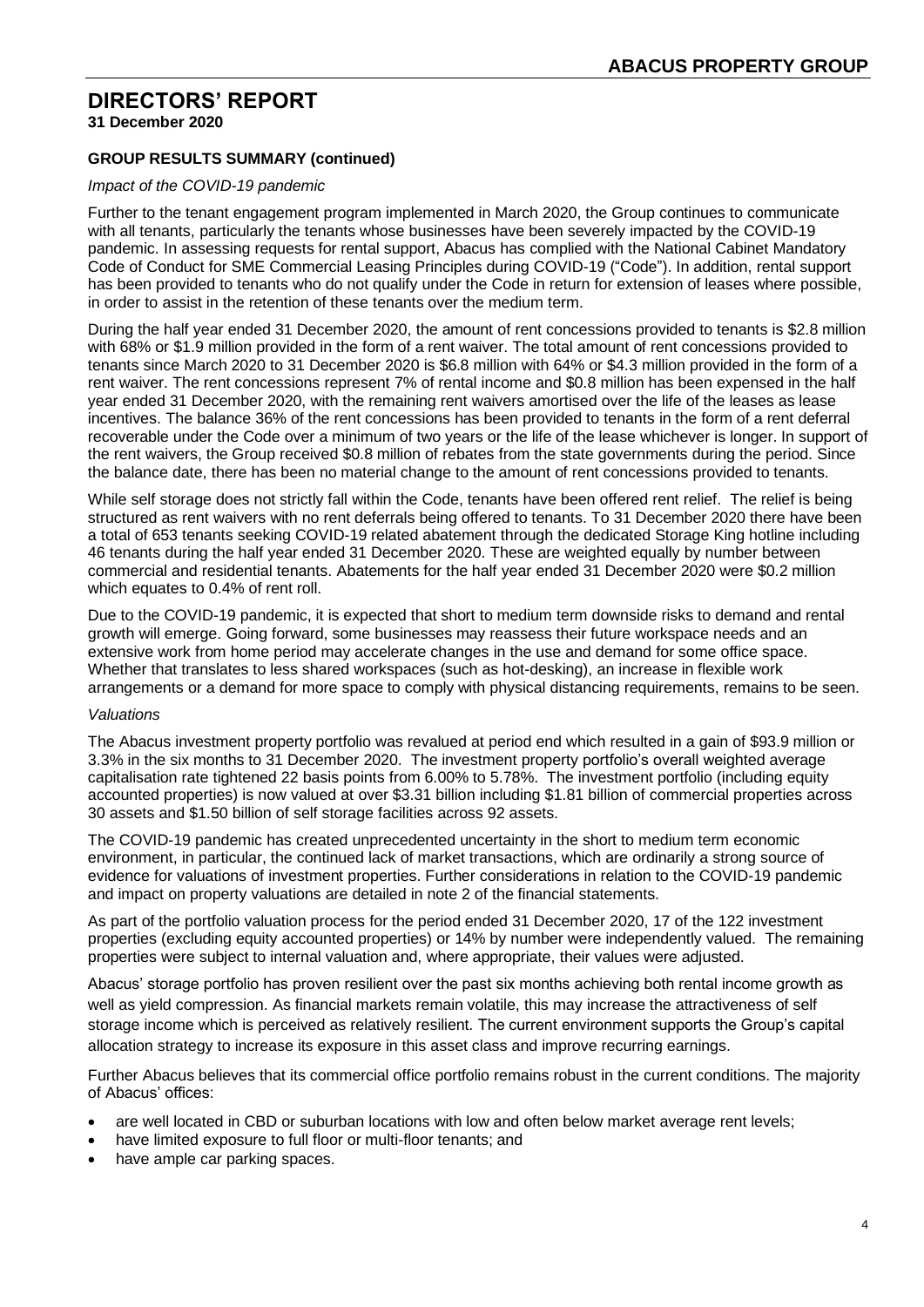# DIRECTORS' REPORT

**31 December 2020**

**GROUP RESULTS SUMMARY (continued)**

*Impact of the COVID-19 pandemic*

Further to the tenant engagement program implemented in March 2020, the Group continues to communicate with all tenants, particularly the tenants whose businesses have been severely impacted by the COVID-19 pandemic. In assessing requests for rental support, Abacus has complied with the National Cabinet Mandatory Code of Conduct for SME Commercial Leasing Principles during COVID-19 ("Code"). In addition, rental support has been provided to tenants who do not qualify under the Code in return for extension of leases where possible, in order to assist in the retention of these tenants over the medium term.

During the half year ended 31 December 2020, the amount of rent concessions provided to tenants is $2.8 million with 68% or $1.9 million provided in the form of a rent waiver. The total amount of rent concessions provided to tenants since March 2020 to 31 December 2020 is $6.8 million with 64% or $4.3 million provided in the form of a rent waiver. The rent concessions represent 7% of rental income and $0.8 million has been expensed in the half year ended 31 December 2020, with the remaining rent waivers amortised over the life of the leases as lease incentives. The balance 36% of the rent concessions has been provided to tenants in the form of a rent deferral recoverable under the Code over a minimum of two years or the life of the lease whichever is longer. In support of the rent waivers, the Group received $0.8 million of rebates from the state governments during the period. Since the balance date, there has been no material change to the amount of rent concessions provided to tenants.

While self storage does not strictly fall within the Code, tenants have been offered rent relief. The relief is being structured as rent waivers with no rent deferrals being offered to tenants. To 31 December 2020 there have been a total of 653 tenants seeking COVID-19 related abatement through the dedicated Storage King hotline including 46 tenants during the half year ended 31 December 2020. These are weighted equally by number between commercial and residential tenants. Abatements for the half year ended 31 December 2020 were $0.2 million which equates to 0.4% of rent roll.

Due to the COVID-19 pandemic, it is expected that short to medium term downside risks to demand and rental growth will emerge. Going forward, some businesses may reassess their future workspace needs and an extensive work from home period may accelerate changes in the use and demand for some office space. Whether that translates to less shared workspaces (such as hot-desking), an increase in flexible work arrangements or a demand for more space to comply with physical distancing requirements, remains to be seen.

*Valuations*

The Abacus investment property portfolio was revalued at period end which resulted in a gain of $93.9 million or 3.3% in the six months to 31 December 2020. The investment property portfolio's overall weighted average capitalisation rate tightened 22 basis points from 6.00% to 5.78%. The investment portfolio (including equity accounted properties) is now valued at over $3.31 billion including $1.81 billion of commercial properties across 30 assets and $1.50 billion of self storage facilities across 92 assets.

The COVID-19 pandemic has created unprecedented uncertainty in the short to medium term economic environment, in particular, the continued lack of market transactions, which are ordinarily a strong source of evidence for valuations of investment properties. Further considerations in relation to the COVID-19 pandemic and impact on property valuations are detailed in note 2 of the financial statements.

As part of the portfolio valuation process for the period ended 31 December 2020, 17 of the 122 investment properties (excluding equity accounted properties) or 14% by number were independently valued. The remaining properties were subject to internal valuation and, where appropriate, their values were adjusted.

Abacus' storage portfolio has proven resilient over the past six months achieving both rental income growth as well as yield compression. As financial markets remain volatile, this may increase the attractiveness of self storage income which is perceived as relatively resilient. The current environment supports the Group's capital allocation strategy to increase its exposure in this asset class and improve recurring earnings.

Further Abacus believes that its commercial office portfolio remains robust in the current conditions. The majority of Abacus' offices:

- are well located in CBD or suburban locations with low and often below market average rent levels;
- have limited exposure to full floor or multi-floor tenants; and
- have ample car parking spaces.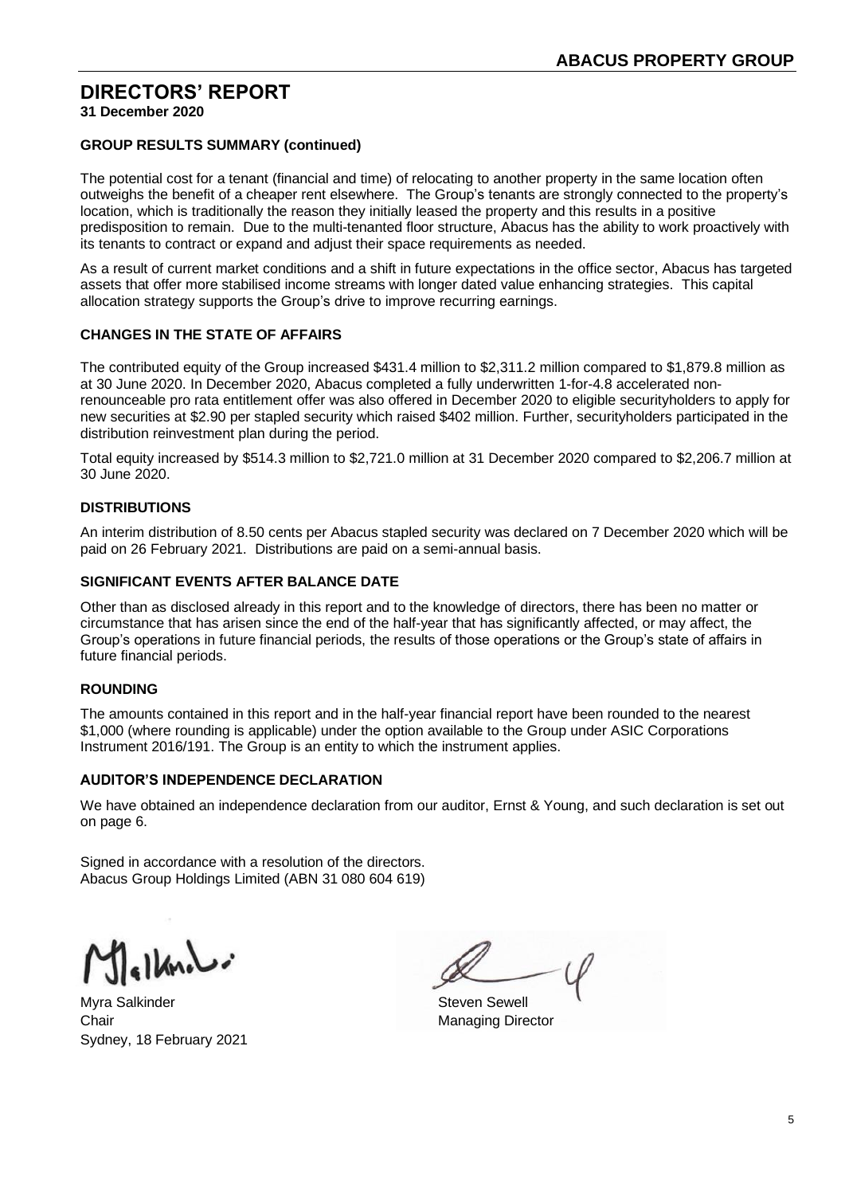# DIRECTORS' REPORT

**31 December 2020**

### GROUP RESULTS SUMMARY (continued)

The potential cost for a tenant (financial and time) of relocating to another property in the same location often outweighs the benefit of a cheaper rent elsewhere. The Group's tenants are strongly connected to the property's location, which is traditionally the reason they initially leased the property and this results in a positive predisposition to remain. Due to the multi-tenanted floor structure, Abacus has the ability to work proactively with its tenants to contract or expand and adjust their space requirements as needed.

As a result of current market conditions and a shift in future expectations in the office sector, Abacus has targeted assets that offer more stabilised income streams with longer dated value enhancing strategies. This capital allocation strategy supports the Group's drive to improve recurring earnings.

### CHANGES IN THE STATE OF AFFAIRS

The contributed equity of the Group increased $431.4 million to $2,311.2 million compared to $1,879.8 million as at 30 June 2020. In December 2020, Abacus completed a fully underwritten 1-for-4.8 accelerated non-renounceable pro rata entitlement offer was also offered in December 2020 to eligible securityholders to apply for new securities at $2.90 per stapled security which raised $402 million. Further, securityholders participated in the distribution reinvestment plan during the period.

Total equity increased by $514.3 million to $2,721.0 million at 31 December 2020 compared to $2,206.7 million at 30 June 2020.

### DISTRIBUTIONS

An interim distribution of 8.50 cents per Abacus stapled security was declared on 7 December 2020 which will be paid on 26 February 2021. Distributions are paid on a semi-annual basis.

### SIGNIFICANT EVENTS AFTER BALANCE DATE

Other than as disclosed already in this report and to the knowledge of directors, there has been no matter or circumstance that has arisen since the end of the half-year that has significantly affected, or may affect, the Group's operations in future financial periods, the results of those operations or the Group's state of affairs in future financial periods.

### ROUNDING

The amounts contained in this report and in the half-year financial report have been rounded to the nearest $1,000 (where rounding is applicable) under the option available to the Group under ASIC Corporations Instrument 2016/191. The Group is an entity to which the instrument applies.

### AUDITOR'S INDEPENDENCE DECLARATION

We have obtained an independence declaration from our auditor, Ernst & Young, and such declaration is set out on page 6.

Signed in accordance with a resolution of the directors.
Abacus Group Holdings Limited (ABN 31 080 604 619)

Myra Salkinder
Chair
Sydney, 18 February 2021

Steven Sewell
Managing Director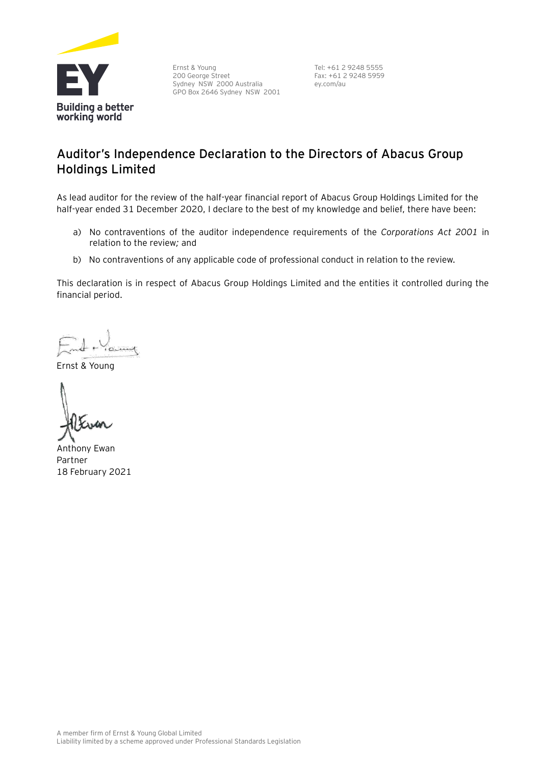Ernst & Young
200 George Street
Sydney NSW 2000 Australia
GPO Box 2646 Sydney NSW 2001

Tel: +61 2 9248 5555
Fax: +61 2 9248 5959
ey.com/au

## Auditor's Independence Declaration to the Directors of Abacus Group Holdings Limited

As lead auditor for the review of the half-year financial report of Abacus Group Holdings Limited for the half-year ended 31 December 2020, I declare to the best of my knowledge and belief, there have been:

a) No contraventions of the auditor independence requirements of the *Corporations Act 2001* in relation to the review; and

b) No contraventions of any applicable code of professional conduct in relation to the review.

This declaration is in respect of Abacus Group Holdings Limited and the entities it controlled during the financial period.

Ernst & Young

Anthony Ewan
Partner
18 February 2021

A member firm of Ernst & Young Global Limited
Liability limited by a scheme approved under Professional Standards Legislation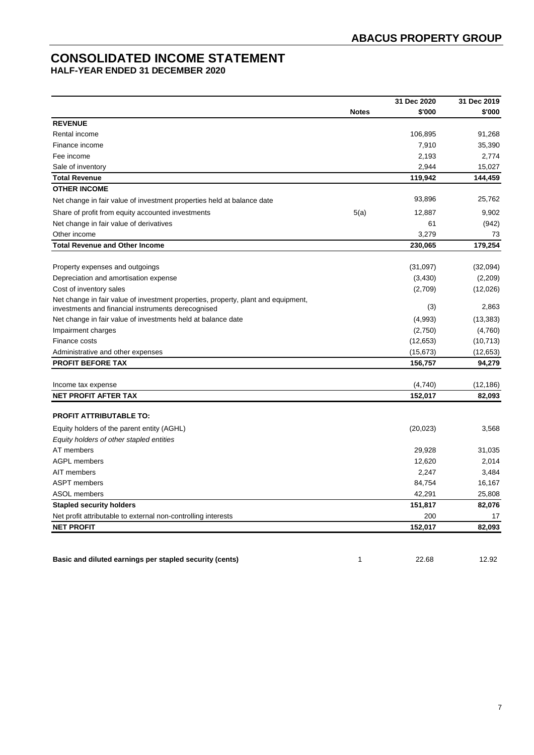# CONSOLIDATED INCOME STATEMENT

**HALF-YEAR ENDED 31 DECEMBER 2020**

| | Notes | 31 Dec 2020 $'000 | 31 Dec 2019 $'000 |
|---|---|---|---|
| **REVENUE** | | | |
| Rental income | | 106,895 | 91,268 |
| Finance income | | 7,910 | 35,390 |
| Fee income | | 2,193 | 2,774 |
| Sale of inventory | | 2,944 | 15,027 |
| **Total Revenue** | | **119,942** | **144,459** |
| **OTHER INCOME** | | | |
| Net change in fair value of investment properties held at balance date | | 93,896 | 25,762 |
| Share of profit from equity accounted investments | 5(a) | 12,887 | 9,902 |
| Net change in fair value of derivatives | | 61 | (942) |
| Other income | | 3,279 | 73 |
| **Total Revenue and Other Income** | | **230,065** | **179,254** |
| Property expenses and outgoings | | (31,097) | (32,094) |
| Depreciation and amortisation expense | | (3,430) | (2,209) |
| Cost of inventory sales | | (2,709) | (12,026) |
| Net change in fair value of investment properties, property, plant and equipment, investments and financial instruments derecognised | | (3) | 2,863 |
| Net change in fair value of investments held at balance date | | (4,993) | (13,383) |
| Impairment charges | | (2,750) | (4,760) |
| Finance costs | | (12,653) | (10,713) |
| Administrative and other expenses | | (15,673) | (12,653) |
| **PROFIT BEFORE TAX** | | **156,757** | **94,279** |
| Income tax expense | | (4,740) | (12,186) |
| **NET PROFIT AFTER TAX** | | **152,017** | **82,093** |
| **PROFIT ATTRIBUTABLE TO:** | | | |
| Equity holders of the parent entity (AGHL) | | (20,023) | 3,568 |
| *Equity holders of other stapled entities* | | | |
| AT members | | 29,928 | 31,035 |
| AGPL members | | 12,620 | 2,014 |
| AIT members | | 2,247 | 3,484 |
| ASPT members | | 84,754 | 16,167 |
| ASOL members | | 42,291 | 25,808 |
| **Stapled security holders** | | **151,817** | **82,076** |
| Net profit attributable to external non-controlling interests | | 200 | 17 |
| **NET PROFIT** | | **152,017** | **82,093** |
| **Basic and diluted earnings per stapled security (cents)** | 1 | 22.68 | 12.92 |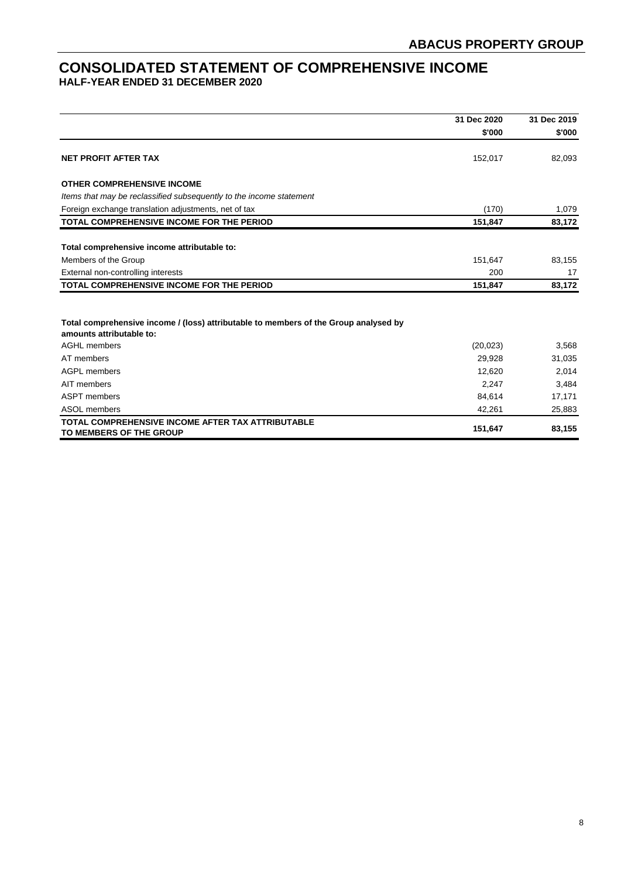# CONSOLIDATED STATEMENT OF COMPREHENSIVE INCOME

## HALF-YEAR ENDED 31 DECEMBER 2020

| | 31 Dec 2020 | 31 Dec 2019 |
|---|---|---|
| | $'000 | $'000 |
| **NET PROFIT AFTER TAX** | 152,017 | 82,093 |
| **OTHER COMPREHENSIVE INCOME** | | |
| *Items that may be reclassified subsequently to the income statement* | | |
| Foreign exchange translation adjustments, net of tax | (170) | 1,079 |
| **TOTAL COMPREHENSIVE INCOME FOR THE PERIOD** | **151,847** | **83,172** |
| **Total comprehensive income attributable to:** | | |
| Members of the Group | 151,647 | 83,155 |
| External non-controlling interests | 200 | 17 |
| **TOTAL COMPREHENSIVE INCOME FOR THE PERIOD** | **151,847** | **83,172** |
| **Total comprehensive income / (loss) attributable to members of the Group analysed by amounts attributable to:** | | |
| AGHL members | (20,023) | 3,568 |
| AT members | 29,928 | 31,035 |
| AGPL members | 12,620 | 2,014 |
| AIT members | 2,247 | 3,484 |
| ASPT members | 84,614 | 17,171 |
| ASOL members | 42,261 | 25,883 |
| **TOTAL COMPREHENSIVE INCOME AFTER TAX ATTRIBUTABLE TO MEMBERS OF THE GROUP** | **151,647** | **83,155** |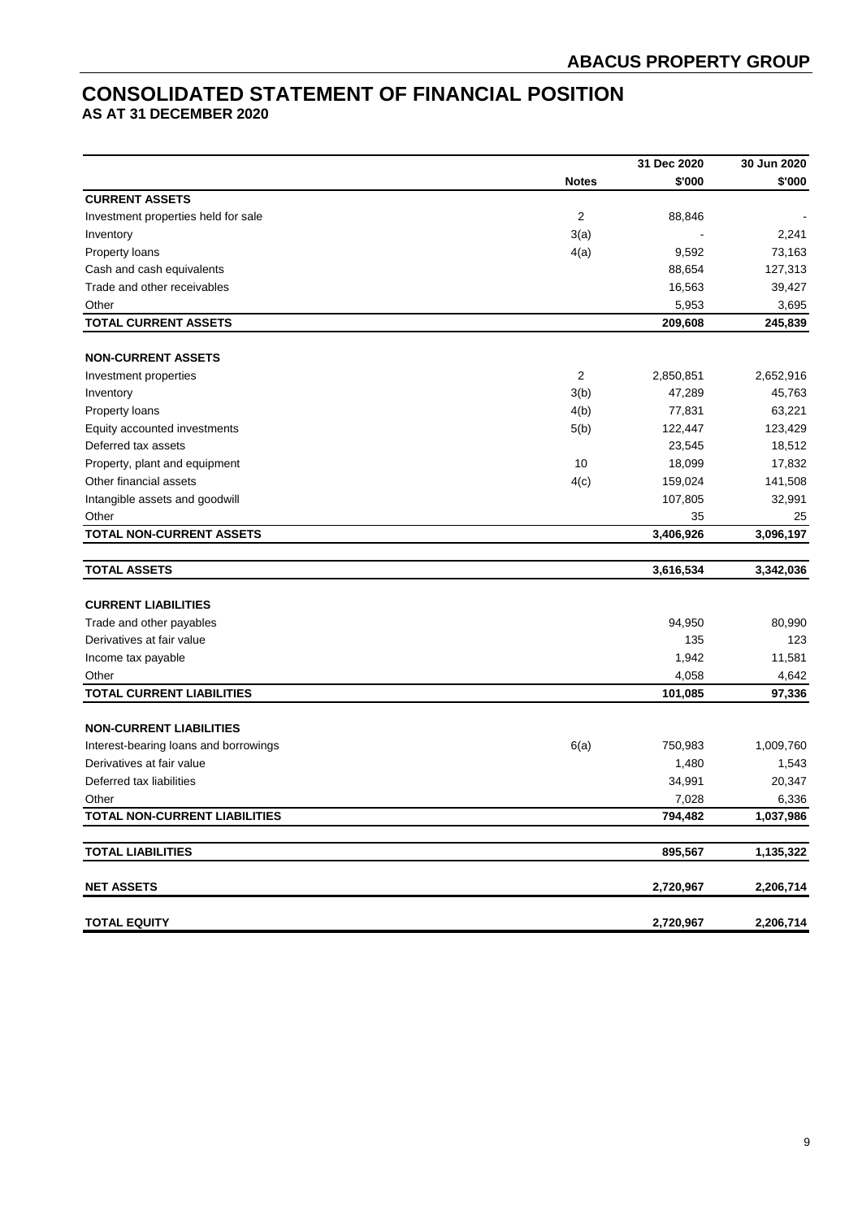# CONSOLIDATED STATEMENT OF FINANCIAL POSITION

## AS AT 31 DECEMBER 2020

| | Notes | 31 Dec 2020 $'000 | 30 Jun 2020 $'000 |
|---|---|---|---|
| **CURRENT ASSETS** | | | |
| Investment properties held for sale | 2 | 88,846 | - |
| Inventory | 3(a) | - | 2,241 |
| Property loans | 4(a) | 9,592 | 73,163 |
| Cash and cash equivalents | | 88,654 | 127,313 |
| Trade and other receivables | | 16,563 | 39,427 |
| Other | | 5,953 | 3,695 |
| **TOTAL CURRENT ASSETS** | | **209,608** | **245,839** |
| | | | |
| **NON-CURRENT ASSETS** | | | |
| Investment properties | 2 | 2,850,851 | 2,652,916 |
| Inventory | 3(b) | 47,289 | 45,763 |
| Property loans | 4(b) | 77,831 | 63,221 |
| Equity accounted investments | 5(b) | 122,447 | 123,429 |
| Deferred tax assets | | 23,545 | 18,512 |
| Property, plant and equipment | 10 | 18,099 | 17,832 |
| Other financial assets | 4(c) | 159,024 | 141,508 |
| Intangible assets and goodwill | | 107,805 | 32,991 |
| Other | | 35 | 25 |
| **TOTAL NON-CURRENT ASSETS** | | **3,406,926** | **3,096,197** |
| | | | |
| **TOTAL ASSETS** | | **3,616,534** | **3,342,036** |
| | | | |
| **CURRENT LIABILITIES** | | | |
| Trade and other payables | | 94,950 | 80,990 |
| Derivatives at fair value | | 135 | 123 |
| Income tax payable | | 1,942 | 11,581 |
| Other | | 4,058 | 4,642 |
| **TOTAL CURRENT LIABILITIES** | | **101,085** | **97,336** |
| | | | |
| **NON-CURRENT LIABILITIES** | | | |
| Interest-bearing loans and borrowings | 6(a) | 750,983 | 1,009,760 |
| Derivatives at fair value | | 1,480 | 1,543 |
| Deferred tax liabilities | | 34,991 | 20,347 |
| Other | | 7,028 | 6,336 |
| **TOTAL NON-CURRENT LIABILITIES** | | **794,482** | **1,037,986** |
| | | | |
| **TOTAL LIABILITIES** | | **895,567** | **1,135,322** |
| | | | |
| **NET ASSETS** | | **2,720,967** | **2,206,714** |
| | | | |
| **TOTAL EQUITY** | | **2,720,967** | **2,206,714** |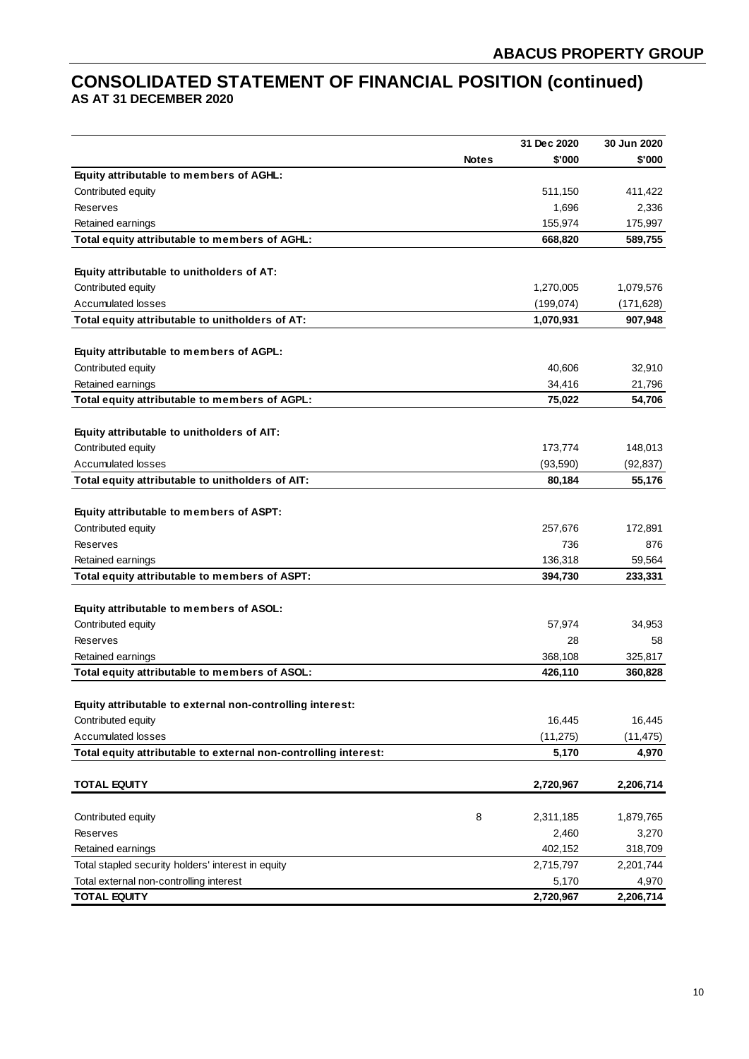# CONSOLIDATED STATEMENT OF FINANCIAL POSITION (continued)
## AS AT 31 DECEMBER 2020

| | Notes | 31 Dec 2020 $'000 | 30 Jun 2020 $'000 |
|---|---|---|---|
| **Equity attributable to members of AGHL:** | | | |
| Contributed equity | | 511,150 | 411,422 |
| Reserves | | 1,696 | 2,336 |
| Retained earnings | | 155,974 | 175,997 |
| **Total equity attributable to members of AGHL:** | | **668,820** | **589,755** |
| | | | |
| **Equity attributable to unitholders of AT:** | | | |
| Contributed equity | | 1,270,005 | 1,079,576 |
| Accumulated losses | | (199,074) | (171,628) |
| **Total equity attributable to unitholders of AT:** | | **1,070,931** | **907,948** |
| | | | |
| **Equity attributable to members of AGPL:** | | | |
| Contributed equity | | 40,606 | 32,910 |
| Retained earnings | | 34,416 | 21,796 |
| **Total equity attributable to members of AGPL:** | | **75,022** | **54,706** |
| | | | |
| **Equity attributable to unitholders of AIT:** | | | |
| Contributed equity | | 173,774 | 148,013 |
| Accumulated losses | | (93,590) | (92,837) |
| **Total equity attributable to unitholders of AIT:** | | **80,184** | **55,176** |
| | | | |
| **Equity attributable to members of ASPT:** | | | |
| Contributed equity | | 257,676 | 172,891 |
| Reserves | | 736 | 876 |
| Retained earnings | | 136,318 | 59,564 |
| **Total equity attributable to members of ASPT:** | | **394,730** | **233,331** |
| | | | |
| **Equity attributable to members of ASOL:** | | | |
| Contributed equity | | 57,974 | 34,953 |
| Reserves | | 28 | 58 |
| Retained earnings | | 368,108 | 325,817 |
| **Total equity attributable to members of ASOL:** | | **426,110** | **360,828** |
| | | | |
| **Equity attributable to external non-controlling interest:** | | | |
| Contributed equity | | 16,445 | 16,445 |
| Accumulated losses | | (11,275) | (11,475) |
| **Total equity attributable to external non-controlling interest:** | | **5,170** | **4,970** |
| | | | |
| **TOTAL EQUITY** | | **2,720,967** | **2,206,714** |
| | | | |
| Contributed equity | 8 | 2,311,185 | 1,879,765 |
| Reserves | | 2,460 | 3,270 |
| Retained earnings | | 402,152 | 318,709 |
| Total stapled security holders' interest in equity | | 2,715,797 | 2,201,744 |
| Total external non-controlling interest | | 5,170 | 4,970 |
| **TOTAL EQUITY** | | **2,720,967** | **2,206,714** |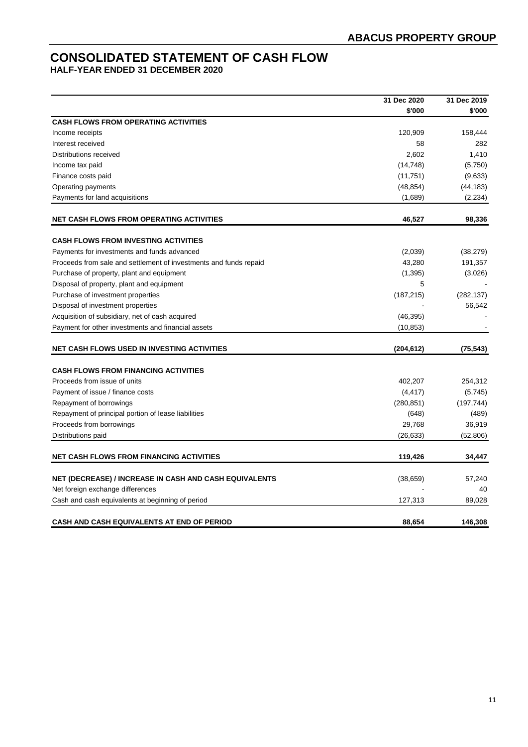## ABACUS PROPERTY GROUP

# CONSOLIDATED STATEMENT OF CASH FLOW
### HALF-YEAR ENDED 31 DECEMBER 2020

| | 31 Dec 2020 $'000 | 31 Dec 2019 $'000 |
|---|---|---|
| **CASH FLOWS FROM OPERATING ACTIVITIES** | | |
| Income receipts | 120,909 | 158,444 |
| Interest received | 58 | 282 |
| Distributions received | 2,602 | 1,410 |
| Income tax paid | (14,748) | (5,750) |
| Finance costs paid | (11,751) | (9,633) |
| Operating payments | (48,854) | (44,183) |
| Payments for land acquisitions | (1,689) | (2,234) |
| **NET CASH FLOWS FROM OPERATING ACTIVITIES** | **46,527** | **98,336** |
| **CASH FLOWS FROM INVESTING ACTIVITIES** | | |
| Payments for investments and funds advanced | (2,039) | (38,279) |
| Proceeds from sale and settlement of investments and funds repaid | 43,280 | 191,357 |
| Purchase of property, plant and equipment | (1,395) | (3,026) |
| Disposal of property, plant and equipment | 5 | - |
| Purchase of investment properties | (187,215) | (282,137) |
| Disposal of investment properties | - | 56,542 |
| Acquisition of subsidiary, net of cash acquired | (46,395) | - |
| Payment for other investments and financial assets | (10,853) | - |
| **NET CASH FLOWS USED IN INVESTING ACTIVITIES** | **(204,612)** | **(75,543)** |
| **CASH FLOWS FROM FINANCING ACTIVITIES** | | |
| Proceeds from issue of units | 402,207 | 254,312 |
| Payment of issue / finance costs | (4,417) | (5,745) |
| Repayment of borrowings | (280,851) | (197,744) |
| Repayment of principal portion of lease liabilities | (648) | (489) |
| Proceeds from borrowings | 29,768 | 36,919 |
| Distributions paid | (26,633) | (52,806) |
| **NET CASH FLOWS FROM FINANCING ACTIVITIES** | **119,426** | **34,447** |
| **NET (DECREASE) / INCREASE IN CASH AND CASH EQUIVALENTS** | (38,659) | 57,240 |
| Net foreign exchange differences | - | 40 |
| Cash and cash equivalents at beginning of period | 127,313 | 89,028 |
| **CASH AND CASH EQUIVALENTS AT END OF PERIOD** | **88,654** | **146,308** |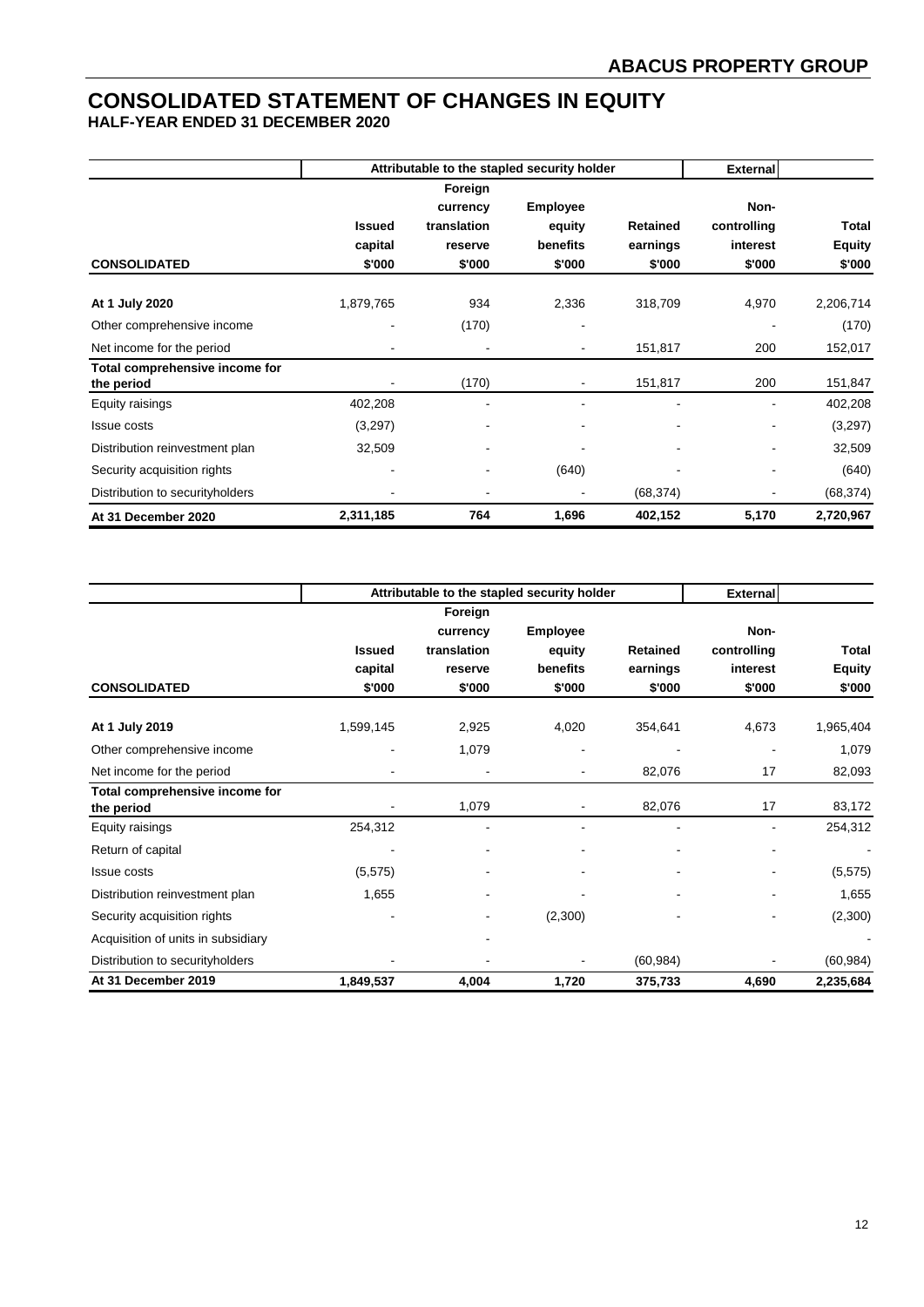# CONSOLIDATED STATEMENT OF CHANGES IN EQUITY

## HALF-YEAR ENDED 31 DECEMBER 2020

| | Attributable to the stapled security holder | | | | External | |
|---|---|---|---|---|---|---|
| **CONSOLIDATED** | **Issued capital $'000** | **Foreign currency translation reserve $'000** | **Employee equity benefits $'000** | **Retained earnings $'000** | **Non-controlling interest $'000** | **Total Equity $'000** |
| **At 1 July 2020** | 1,879,765 | 934 | 2,336 | 318,709 | 4,970 | 2,206,714 |
| Other comprehensive income | - | (170) | - | | - | (170) |
| Net income for the period | - | - | - | 151,817 | 200 | 152,017 |
| **Total comprehensive income for the period** | - | (170) | - | 151,817 | 200 | 151,847 |
| Equity raisings | 402,208 | - | - | - | - | 402,208 |
| Issue costs | (3,297) | - | - | - | - | (3,297) |
| Distribution reinvestment plan | 32,509 | - | - | - | - | 32,509 |
| Security acquisition rights | - | - | (640) | - | - | (640) |
| Distribution to securityholders | - | - | - | (68,374) | - | (68,374) |
| **At 31 December 2020** | **2,311,185** | **764** | **1,696** | **402,152** | **5,170** | **2,720,967** |

| | Attributable to the stapled security holder | | | | External | |
|---|---|---|---|---|---|---|
| **CONSOLIDATED** | **Issued capital $'000** | **Foreign currency translation reserve $'000** | **Employee equity benefits $'000** | **Retained earnings $'000** | **Non-controlling interest $'000** | **Total Equity $'000** |
| **At 1 July 2019** | 1,599,145 | 2,925 | 4,020 | 354,641 | 4,673 | 1,965,404 |
| Other comprehensive income | - | 1,079 | - | - | - | 1,079 |
| Net income for the period | - | - | - | 82,076 | 17 | 82,093 |
| **Total comprehensive income for the period** | - | 1,079 | - | 82,076 | 17 | 83,172 |
| Equity raisings | 254,312 | - | - | - | - | 254,312 |
| Return of capital | - | - | - | - | - | - |
| Issue costs | (5,575) | - | - | - | - | (5,575) |
| Distribution reinvestment plan | 1,655 | - | - | - | - | 1,655 |
| Security acquisition rights | - | - | (2,300) | - | - | (2,300) |
| Acquisition of units in subsidiary | | - | | | | - |
| Distribution to securityholders | - | - | - | (60,984) | - | (60,984) |
| **At 31 December 2019** | **1,849,537** | **4,004** | **1,720** | **375,733** | **4,690** | **2,235,684** |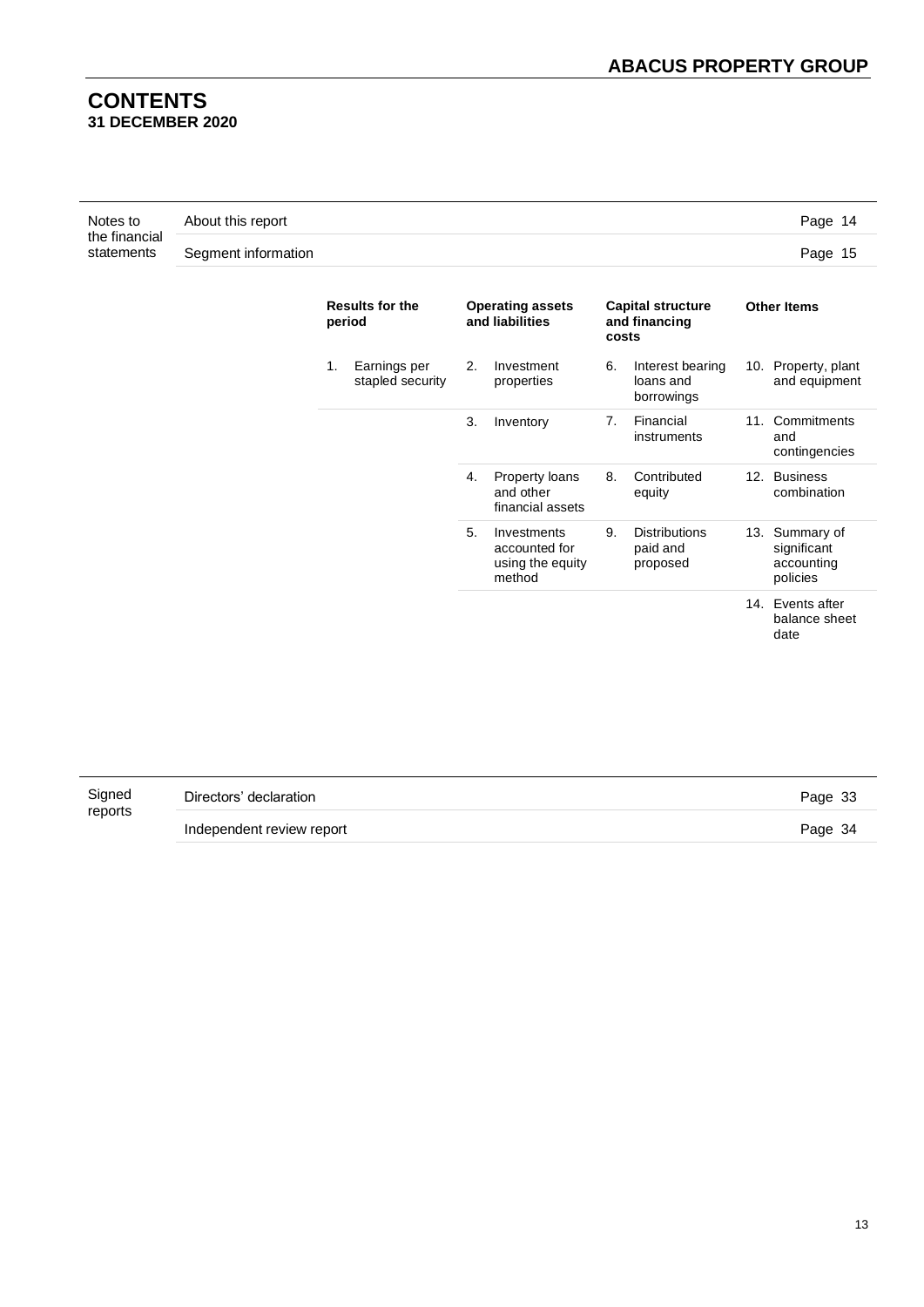# CONTENTS

**31 DECEMBER 2020**

| Notes to the financial statements | |
|---|---|
| About this report | Page 14 |
| Segment information | Page 15 |

| Results for the period | Operating assets and liabilities | Capital structure and financing costs | Other Items |
|---|---|---|---|
| 1. Earnings per stapled security | 2. Investment properties | 6. Interest bearing loans and borrowings | 10. Property, plant and equipment |
| | 3. Inventory | 7. Financial instruments | 11. Commitments and contingencies |
| | 4. Property loans and other financial assets | 8. Contributed equity | 12. Business combination |
| | 5. Investments accounted for using the equity method | 9. Distributions paid and proposed | 13. Summary of significant accounting policies |
| | | | 14. Events after balance sheet date |

| Signed reports | |
|---|---|
| Directors' declaration | Page 33 |
| Independent review report | Page 34 |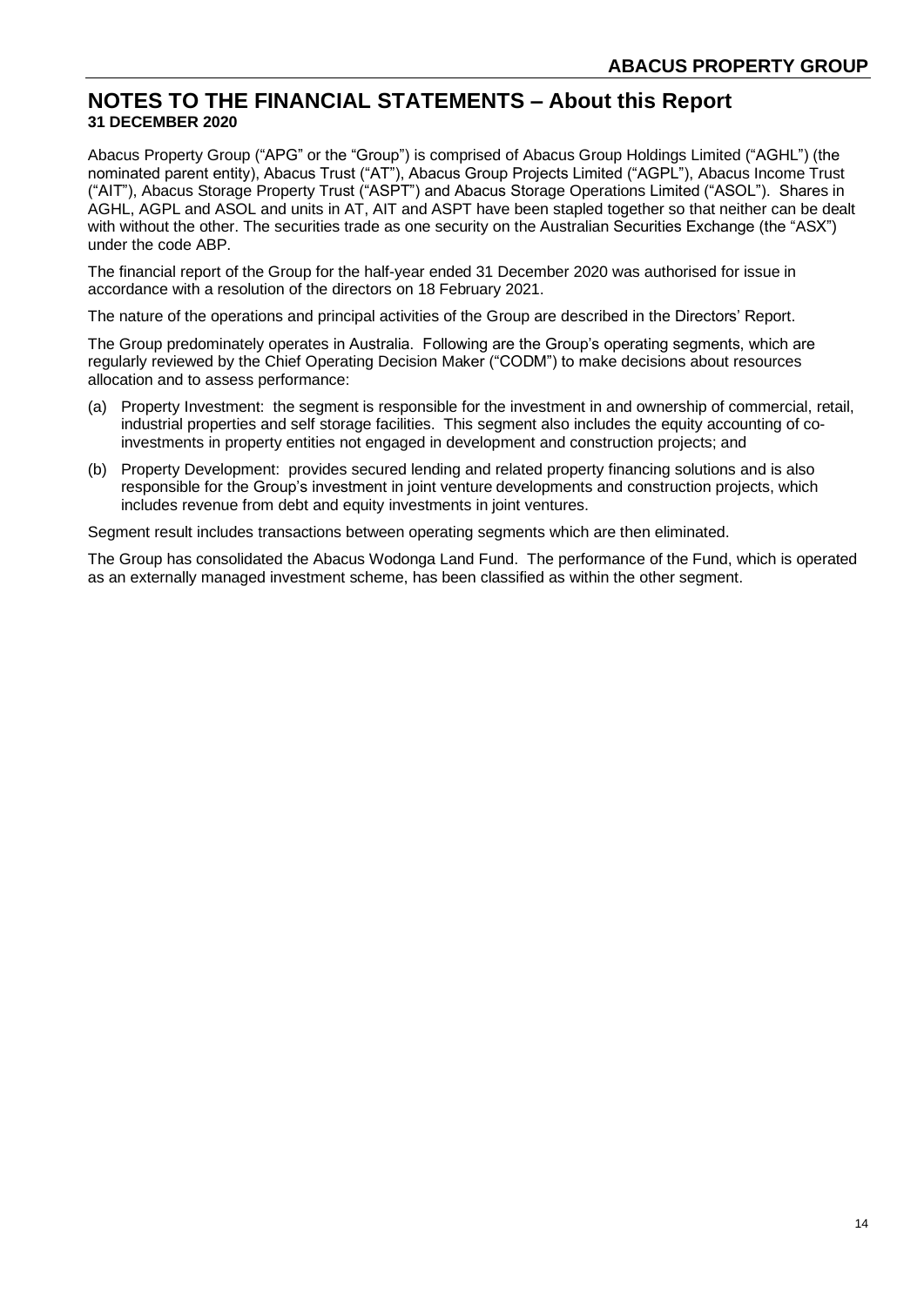# NOTES TO THE FINANCIAL STATEMENTS – About this Report

**31 DECEMBER 2020**

Abacus Property Group ("APG" or the "Group") is comprised of Abacus Group Holdings Limited ("AGHL") (the nominated parent entity), Abacus Trust ("AT"), Abacus Group Projects Limited ("AGPL"), Abacus Income Trust ("AIT"), Abacus Storage Property Trust ("ASPT") and Abacus Storage Operations Limited ("ASOL"). Shares in AGHL, AGPL and ASOL and units in AT, AIT and ASPT have been stapled together so that neither can be dealt with without the other. The securities trade as one security on the Australian Securities Exchange (the "ASX") under the code ABP.

The financial report of the Group for the half-year ended 31 December 2020 was authorised for issue in accordance with a resolution of the directors on 18 February 2021.

The nature of the operations and principal activities of the Group are described in the Directors' Report.

The Group predominately operates in Australia. Following are the Group's operating segments, which are regularly reviewed by the Chief Operating Decision Maker ("CODM") to make decisions about resources allocation and to assess performance:

(a) Property Investment: the segment is responsible for the investment in and ownership of commercial, retail, industrial properties and self storage facilities. This segment also includes the equity accounting of co-investments in property entities not engaged in development and construction projects; and

(b) Property Development: provides secured lending and related property financing solutions and is also responsible for the Group's investment in joint venture developments and construction projects, which includes revenue from debt and equity investments in joint ventures.

Segment result includes transactions between operating segments which are then eliminated.

The Group has consolidated the Abacus Wodonga Land Fund. The performance of the Fund, which is operated as an externally managed investment scheme, has been classified as within the other segment.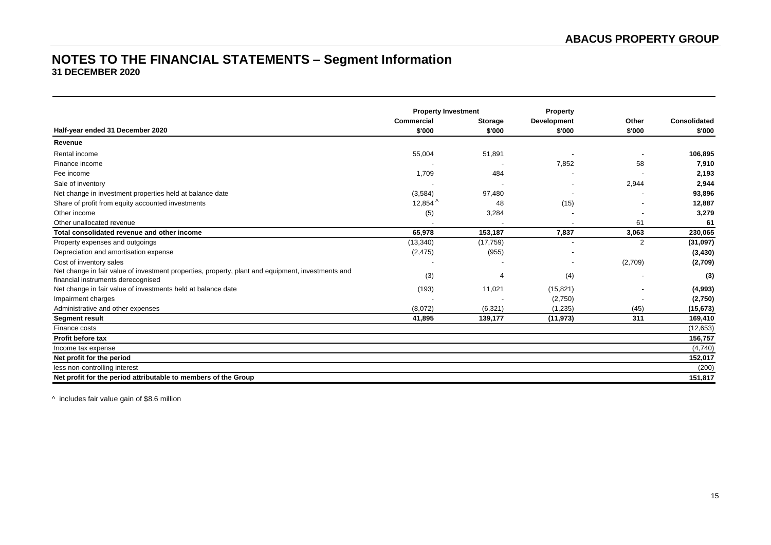# NOTES TO THE FINANCIAL STATEMENTS – Segment Information

**31 DECEMBER 2020**

| Half-year ended 31 December 2020 | Property Investment | | Property | Other | Consolidated |
|---|---|---|---|---|---|
| | Commercial | Storage | Development | | |
| | $'000 | $'000 | $'000 | $'000 | $'000 |
| **Revenue** | | | | | |
| Rental income | 55,004 | 51,891 | - | - | **106,895** |
| Finance income | - | - | 7,852 | 58 | **7,910** |
| Fee income | 1,709 | 484 | - | - | **2,193** |
| Sale of inventory | - | - | - | 2,944 | **2,944** |
| Net change in investment properties held at balance date | (3,584) | 97,480 | - | - | **93,896** |
| Share of profit from equity accounted investments | 12,854 ^ | 48 | (15) | - | **12,887** |
| Other income | (5) | 3,284 | - | - | **3,279** |
| Other unallocated revenue | - | - | - | 61 | **61** |
| **Total consolidated revenue and other income** | **65,978** | **153,187** | **7,837** | **3,063** | **230,065** |
| Property expenses and outgoings | (13,340) | (17,759) | - | 2 | **(31,097)** |
| Depreciation and amortisation expense | (2,475) | (955) | - | | **(3,430)** |
| Cost of inventory sales | - | - | - | (2,709) | **(2,709)** |
| Net change in fair value of investment properties, property, plant and equipment, investments and financial instruments derecognised | (3) | 4 | (4) | - | **(3)** |
| Net change in fair value of investments held at balance date | (193) | 11,021 | (15,821) | - | **(4,993)** |
| Impairment charges | - | - | (2,750) | - | **(2,750)** |
| Administrative and other expenses | (8,072) | (6,321) | (1,235) | (45) | **(15,673)** |
| **Segment result** | **41,895** | **139,177** | **(11,973)** | **311** | **169,410** |
| Finance costs | | | | | (12,653) |
| **Profit before tax** | | | | | **156,757** |
| Income tax expense | | | | | (4,740) |
| **Net profit for the period** | | | | | **152,017** |
| less non-controlling interest | | | | | (200) |
| **Net profit for the period attributable to members of the Group** | | | | | **151,817** |

^ includes fair value gain of $8.6 million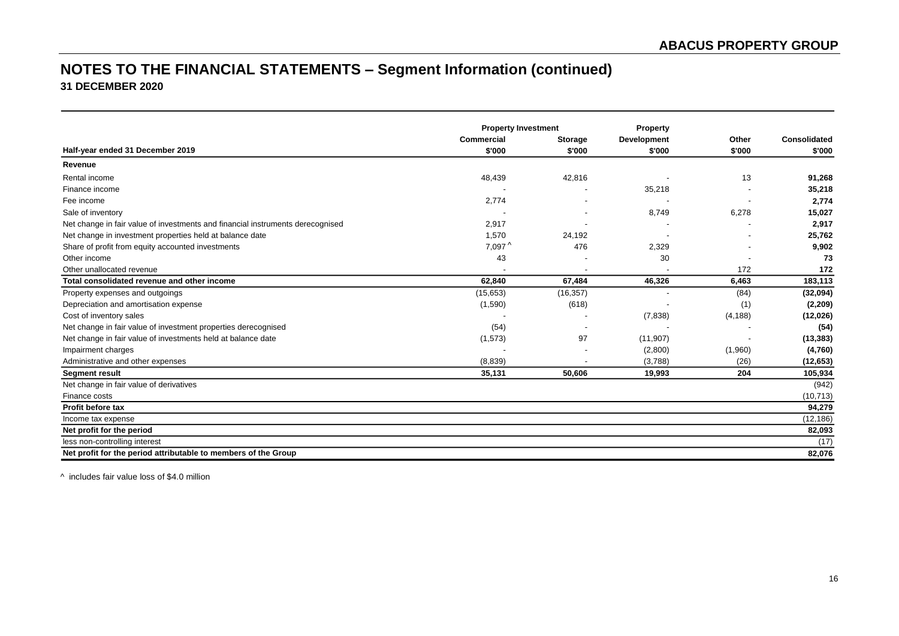## NOTES TO THE FINANCIAL STATEMENTS – Segment Information (continued)

**31 DECEMBER 2020**

| | Property Investment | | Property | | |
|---|---|---|---|---|---|
| | Commercial | Storage | Development | Other | Consolidated |
| **Half-year ended 31 December 2019** | $'000 | $'000 | $'000 | $'000 | $'000 |
| **Revenue** | | | | | |
| Rental income | 48,439 | 42,816 | - | 13 | **91,268** |
| Finance income | - | - | 35,218 | - | **35,218** |
| Fee income | 2,774 | - | - | - | **2,774** |
| Sale of inventory | - | - | 8,749 | 6,278 | **15,027** |
| Net change in fair value of investments and financial instruments derecognised | 2,917 | - | - | - | **2,917** |
| Net change in investment properties held at balance date | 1,570 | 24,192 | - | - | **25,762** |
| Share of profit from equity accounted investments | 7,097 ^ | 476 | 2,329 | - | **9,902** |
| Other income | 43 | - | 30 | - | **73** |
| Other unallocated revenue | - | - | - | 172 | **172** |
| **Total consolidated revenue and other income** | **62,840** | **67,484** | **46,326** | **6,463** | **183,113** |
| Property expenses and outgoings | (15,653) | (16,357) | - | (84) | **(32,094)** |
| Depreciation and amortisation expense | (1,590) | (618) | - | (1) | **(2,209)** |
| Cost of inventory sales | - | - | (7,838) | (4,188) | **(12,026)** |
| Net change in fair value of investment properties derecognised | (54) | - | - | - | **(54)** |
| Net change in fair value of investments held at balance date | (1,573) | 97 | (11,907) | - | **(13,383)** |
| Impairment charges | - | - | (2,800) | (1,960) | **(4,760)** |
| Administrative and other expenses | (8,839) | - | (3,788) | (26) | **(12,653)** |
| **Segment result** | **35,131** | **50,606** | **19,993** | **204** | **105,934** |
| Net change in fair value of derivatives | | | | | (942) |
| Finance costs | | | | | (10,713) |
| **Profit before tax** | | | | | **94,279** |
| Income tax expense | | | | | (12,186) |
| **Net profit for the period** | | | | | **82,093** |
| less non-controlling interest | | | | | (17) |
| **Net profit for the period attributable to members of the Group** | | | | | **82,076** |

^ includes fair value loss of $4.0 million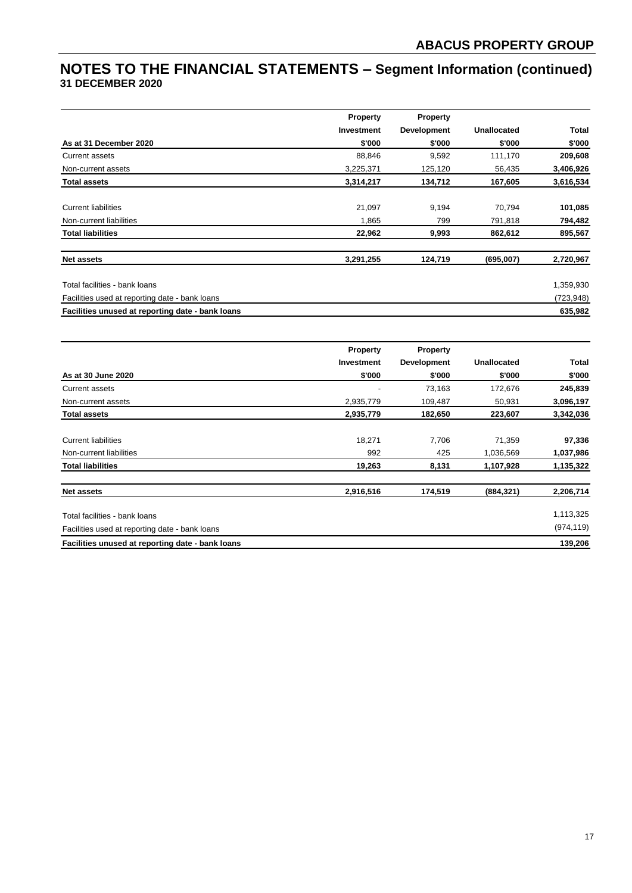# NOTES TO THE FINANCIAL STATEMENTS – Segment Information (continued)

**31 DECEMBER 2020**

| As at 31 December 2020 | Property Investment $'000 | Property Development $'000 | Unallocated $'000 | Total $'000 |
|---|---|---|---|---|
| Current assets | 88,846 | 9,592 | 111,170 | **209,608** |
| Non-current assets | 3,225,371 | 125,120 | 56,435 | **3,406,926** |
| **Total assets** | **3,314,217** | **134,712** | **167,605** | **3,616,534** |
| Current liabilities | 21,097 | 9,194 | 70,794 | **101,085** |
| Non-current liabilities | 1,865 | 799 | 791,818 | **794,482** |
| **Total liabilities** | **22,962** | **9,993** | **862,612** | **895,567** |
| **Net assets** | **3,291,255** | **124,719** | **(695,007)** | **2,720,967** |
| Total facilities - bank loans | | | | 1,359,930 |
| Facilities used at reporting date - bank loans | | | | (723,948) |
| **Facilities unused at reporting date - bank loans** | | | | **635,982** |

| As at 30 June 2020 | Property Investment $'000 | Property Development $'000 | Unallocated $'000 | Total $'000 |
|---|---|---|---|---|
| Current assets | - | 73,163 | 172,676 | **245,839** |
| Non-current assets | 2,935,779 | 109,487 | 50,931 | **3,096,197** |
| **Total assets** | **2,935,779** | **182,650** | **223,607** | **3,342,036** |
| Current liabilities | 18,271 | 7,706 | 71,359 | **97,336** |
| Non-current liabilities | 992 | 425 | 1,036,569 | **1,037,986** |
| **Total liabilities** | **19,263** | **8,131** | **1,107,928** | **1,135,322** |
| **Net assets** | **2,916,516** | **174,519** | **(884,321)** | **2,206,714** |
| Total facilities - bank loans | | | | 1,113,325 |
| Facilities used at reporting date - bank loans | | | | (974,119) |
| **Facilities unused at reporting date - bank loans** | | | | **139,206** |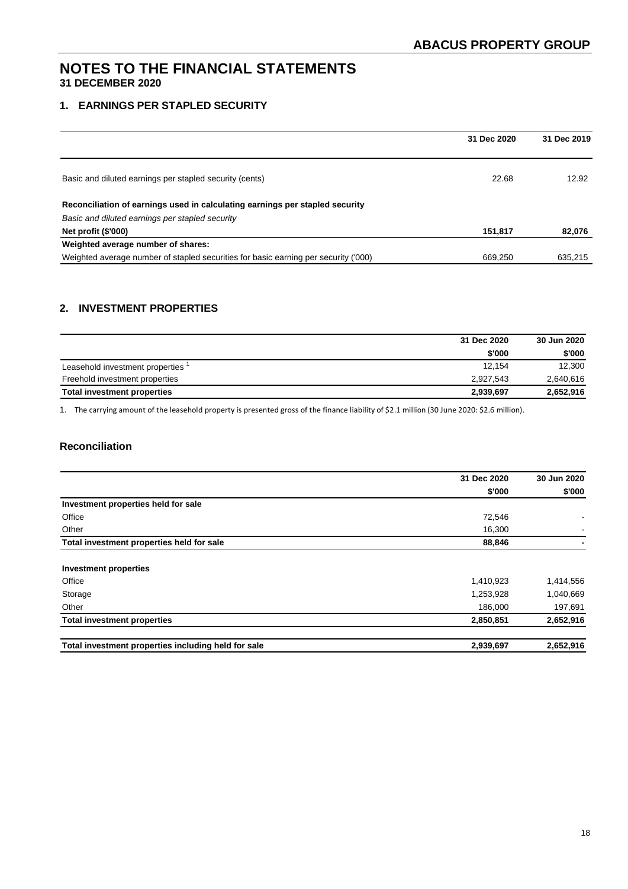# NOTES TO THE FINANCIAL STATEMENTS

**31 DECEMBER 2020**

## 1. EARNINGS PER STAPLED SECURITY

| | 31 Dec 2020 | 31 Dec 2019 |
|---|---|---|
| Basic and diluted earnings per stapled security (cents) | 22.68 | 12.92 |
| **Reconciliation of earnings used in calculating earnings per stapled security** | | |
| *Basic and diluted earnings per stapled security* | | |
| **Net profit ($'000)** | **151,817** | **82,076** |
| **Weighted average number of shares:** | | |
| Weighted average number of stapled securities for basic earning per security ('000) | 669,250 | 635,215 |

## 2. INVESTMENT PROPERTIES

| | 31 Dec 2020 | 30 Jun 2020 |
|---|---|---|
| | $'000 | $'000 |
| Leasehold investment properties [1] | 12,154 | 12,300 |
| Freehold investment properties | 2,927,543 | 2,640,616 |
| **Total investment properties** | **2,939,697** | **2,652,916** |

1. The carrying amount of the leasehold property is presented gross of the finance liability of $2.1 million (30 June 2020: $2.6 million).

### Reconciliation

| | 31 Dec 2020 | 30 Jun 2020 |
|---|---|---|
| | $'000 | $'000 |
| **Investment properties held for sale** | | |
| Office | 72,546 | - |
| Other | 16,300 | - |
| **Total investment properties held for sale** | **88,846** | **-** |
| **Investment properties** | | |
| Office | 1,410,923 | 1,414,556 |
| Storage | 1,253,928 | 1,040,669 |
| Other | 186,000 | 197,691 |
| **Total investment properties** | **2,850,851** | **2,652,916** |
| **Total investment properties including held for sale** | **2,939,697** | **2,652,916** |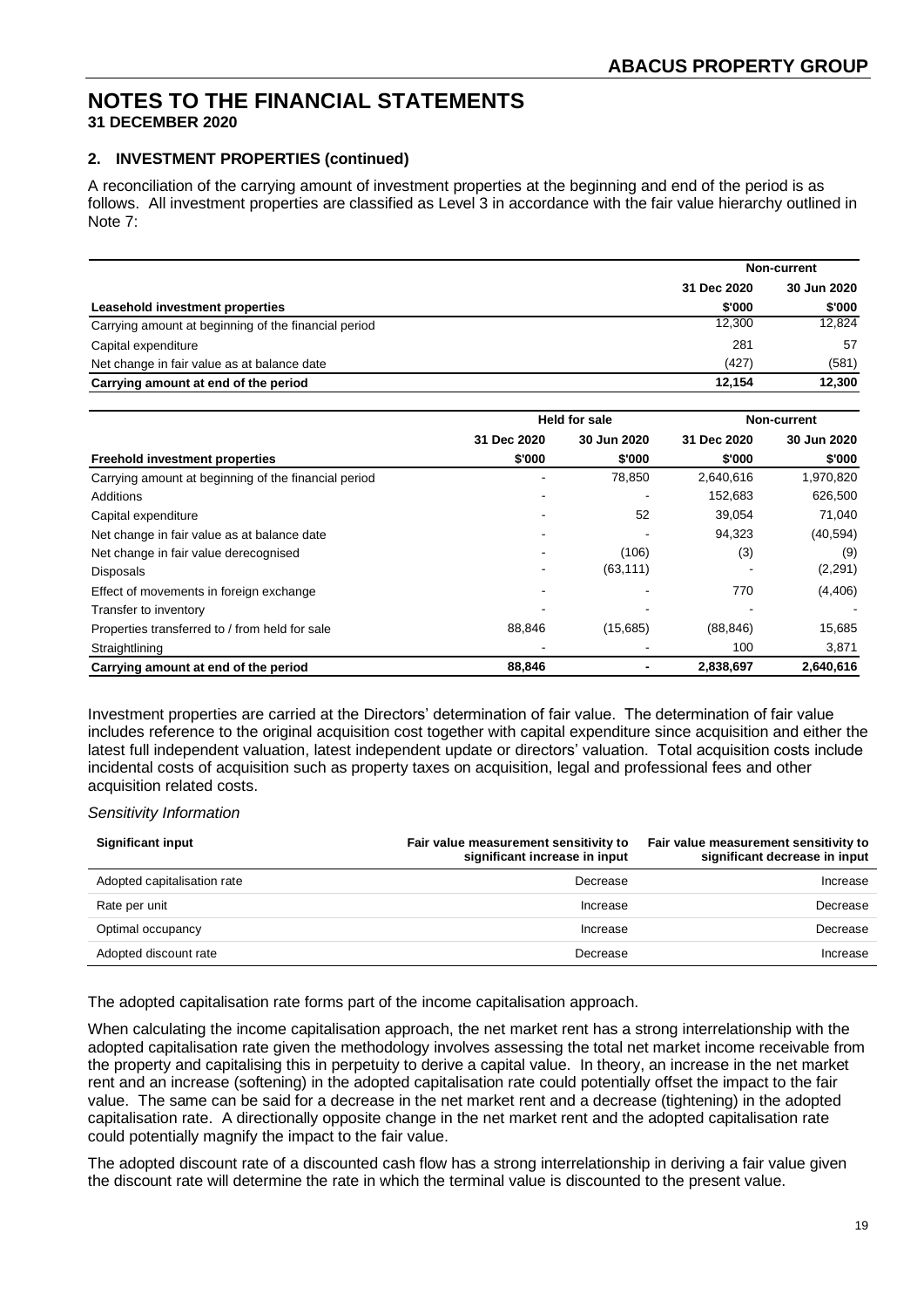# NOTES TO THE FINANCIAL STATEMENTS

**31 DECEMBER 2020**

## 2. INVESTMENT PROPERTIES (continued)

A reconciliation of the carrying amount of investment properties at the beginning and end of the period is as follows. All investment properties are classified as Level 3 in accordance with the fair value hierarchy outlined in Note 7:

| | Non-current | |
|---|---|---|
| | 31 Dec 2020 | 30 Jun 2020 |
| **Leasehold investment properties** | **\$'000** | **\$'000** |
| Carrying amount at beginning of the financial period | 12,300 | 12,824 |
| Capital expenditure | 281 | 57 |
| Net change in fair value as at balance date | (427) | (581) |
| **Carrying amount at end of the period** | **12,154** | **12,300** |

| | Held for sale | | Non-current | |
|---|---|---|---|---|
| | 31 Dec 2020 | 30 Jun 2020 | 31 Dec 2020 | 30 Jun 2020 |
| **Freehold investment properties** | **\$'000** | **\$'000** | **\$'000** | **\$'000** |
| Carrying amount at beginning of the financial period | - | 78,850 | 2,640,616 | 1,970,820 |
| Additions | - | - | 152,683 | 626,500 |
| Capital expenditure | - | 52 | 39,054 | 71,040 |
| Net change in fair value as at balance date | - | - | 94,323 | (40,594) |
| Net change in fair value derecognised | - | (106) | (3) | (9) |
| Disposals | - | (63,111) | - | (2,291) |
| Effect of movements in foreign exchange | - | - | 770 | (4,406) |
| Transfer to inventory | - | - | - | - |
| Properties transferred to / from held for sale | 88,846 | (15,685) | (88,846) | 15,685 |
| Straightlining | - | - | 100 | 3,871 |
| **Carrying amount at end of the period** | **88,846** | **-** | **2,838,697** | **2,640,616** |

Investment properties are carried at the Directors' determination of fair value. The determination of fair value includes reference to the original acquisition cost together with capital expenditure since acquisition and either the latest full independent valuation, latest independent update or directors' valuation. Total acquisition costs include incidental costs of acquisition such as property taxes on acquisition, legal and professional fees and other acquisition related costs.

*Sensitivity Information*

| Significant input | Fair value measurement sensitivity to significant increase in input | Fair value measurement sensitivity to significant decrease in input |
|---|---|---|
| Adopted capitalisation rate | Decrease | Increase |
| Rate per unit | Increase | Decrease |
| Optimal occupancy | Increase | Decrease |
| Adopted discount rate | Decrease | Increase |

The adopted capitalisation rate forms part of the income capitalisation approach.

When calculating the income capitalisation approach, the net market rent has a strong interrelationship with the adopted capitalisation rate given the methodology involves assessing the total net market income receivable from the property and capitalising this in perpetuity to derive a capital value. In theory, an increase in the net market rent and an increase (softening) in the adopted capitalisation rate could potentially offset the impact to the fair value. The same can be said for a decrease in the net market rent and a decrease (tightening) in the adopted capitalisation rate. A directionally opposite change in the net market rent and the adopted capitalisation rate could potentially magnify the impact to the fair value.

The adopted discount rate of a discounted cash flow has a strong interrelationship in deriving a fair value given the discount rate will determine the rate in which the terminal value is discounted to the present value.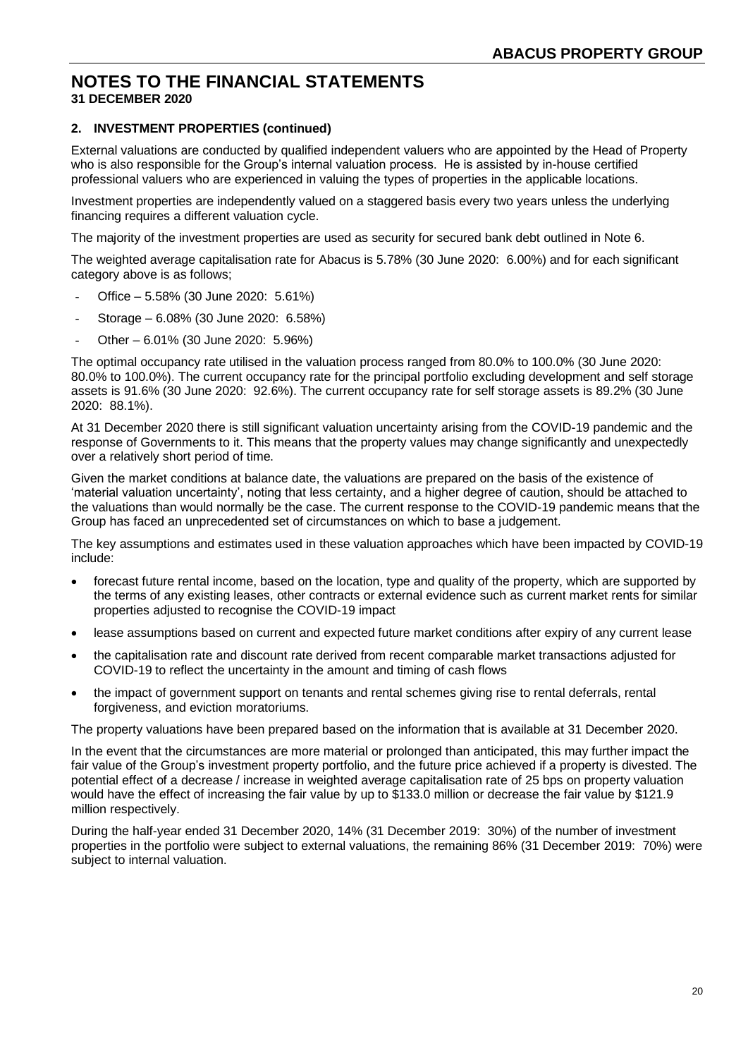# NOTES TO THE FINANCIAL STATEMENTS

**31 DECEMBER 2020**

### 2. INVESTMENT PROPERTIES (continued)

External valuations are conducted by qualified independent valuers who are appointed by the Head of Property who is also responsible for the Group's internal valuation process. He is assisted by in-house certified professional valuers who are experienced in valuing the types of properties in the applicable locations.

Investment properties are independently valued on a staggered basis every two years unless the underlying financing requires a different valuation cycle.

The majority of the investment properties are used as security for secured bank debt outlined in Note 6.

The weighted average capitalisation rate for Abacus is 5.78% (30 June 2020: 6.00%) and for each significant category above is as follows;

- Office – 5.58% (30 June 2020: 5.61%)
- Storage – 6.08% (30 June 2020: 6.58%)
- Other – 6.01% (30 June 2020: 5.96%)

The optimal occupancy rate utilised in the valuation process ranged from 80.0% to 100.0% (30 June 2020: 80.0% to 100.0%). The current occupancy rate for the principal portfolio excluding development and self storage assets is 91.6% (30 June 2020: 92.6%). The current occupancy rate for self storage assets is 89.2% (30 June 2020: 88.1%).

At 31 December 2020 there is still significant valuation uncertainty arising from the COVID-19 pandemic and the response of Governments to it. This means that the property values may change significantly and unexpectedly over a relatively short period of time.

Given the market conditions at balance date, the valuations are prepared on the basis of the existence of 'material valuation uncertainty', noting that less certainty, and a higher degree of caution, should be attached to the valuations than would normally be the case. The current response to the COVID-19 pandemic means that the Group has faced an unprecedented set of circumstances on which to base a judgement.

The key assumptions and estimates used in these valuation approaches which have been impacted by COVID-19 include:

- forecast future rental income, based on the location, type and quality of the property, which are supported by the terms of any existing leases, other contracts or external evidence such as current market rents for similar properties adjusted to recognise the COVID-19 impact
- lease assumptions based on current and expected future market conditions after expiry of any current lease
- the capitalisation rate and discount rate derived from recent comparable market transactions adjusted for COVID-19 to reflect the uncertainty in the amount and timing of cash flows
- the impact of government support on tenants and rental schemes giving rise to rental deferrals, rental forgiveness, and eviction moratoriums.

The property valuations have been prepared based on the information that is available at 31 December 2020.

In the event that the circumstances are more material or prolonged than anticipated, this may further impact the fair value of the Group's investment property portfolio, and the future price achieved if a property is divested. The potential effect of a decrease / increase in weighted average capitalisation rate of 25 bps on property valuation would have the effect of increasing the fair value by up to $133.0 million or decrease the fair value by $121.9 million respectively.

During the half-year ended 31 December 2020, 14% (31 December 2019: 30%) of the number of investment properties in the portfolio were subject to external valuations, the remaining 86% (31 December 2019: 70%) were subject to internal valuation.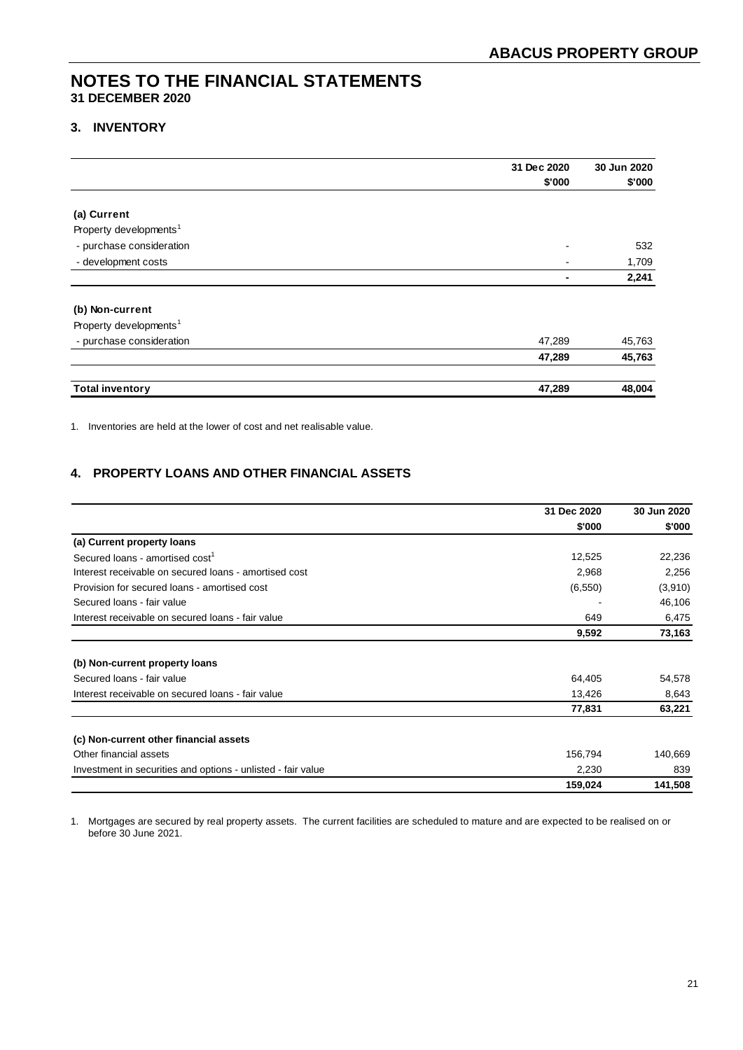# NOTES TO THE FINANCIAL STATEMENTS
**31 DECEMBER 2020**

## 3. INVENTORY

| | 31 Dec 2020<br>$'000 | 30 Jun 2020<br>$'000 |
|---|---|---|
| **(a) Current** | | |
| Property developments[1] | | |
| - purchase consideration | - | 532 |
| - development costs | - | 1,709 |
| | **-** | **2,241** |
| **(b) Non-current** | | |
| Property developments[1] | | |
| - purchase consideration | 47,289 | 45,763 |
| | **47,289** | **45,763** |
| **Total inventory** | **47,289** | **48,004** |

1. Inventories are held at the lower of cost and net realisable value.

## 4. PROPERTY LOANS AND OTHER FINANCIAL ASSETS

| | 31 Dec 2020<br>$'000 | 30 Jun 2020<br>$'000 |
|---|---|---|
| **(a) Current property loans** | | |
| Secured loans - amortised cost[1] | 12,525 | 22,236 |
| Interest receivable on secured loans - amortised cost | 2,968 | 2,256 |
| Provision for secured loans - amortised cost | (6,550) | (3,910) |
| Secured loans - fair value | - | 46,106 |
| Interest receivable on secured loans - fair value | 649 | 6,475 |
| | **9,592** | **73,163** |
| **(b) Non-current property loans** | | |
| Secured loans - fair value | 64,405 | 54,578 |
| Interest receivable on secured loans - fair value | 13,426 | 8,643 |
| | **77,831** | **63,221** |
| **(c) Non-current other financial assets** | | |
| Other financial assets | 156,794 | 140,669 |
| Investment in securities and options - unlisted - fair value | 2,230 | 839 |
| | **159,024** | **141,508** |

1. Mortgages are secured by real property assets. The current facilities are scheduled to mature and are expected to be realised on or before 30 June 2021.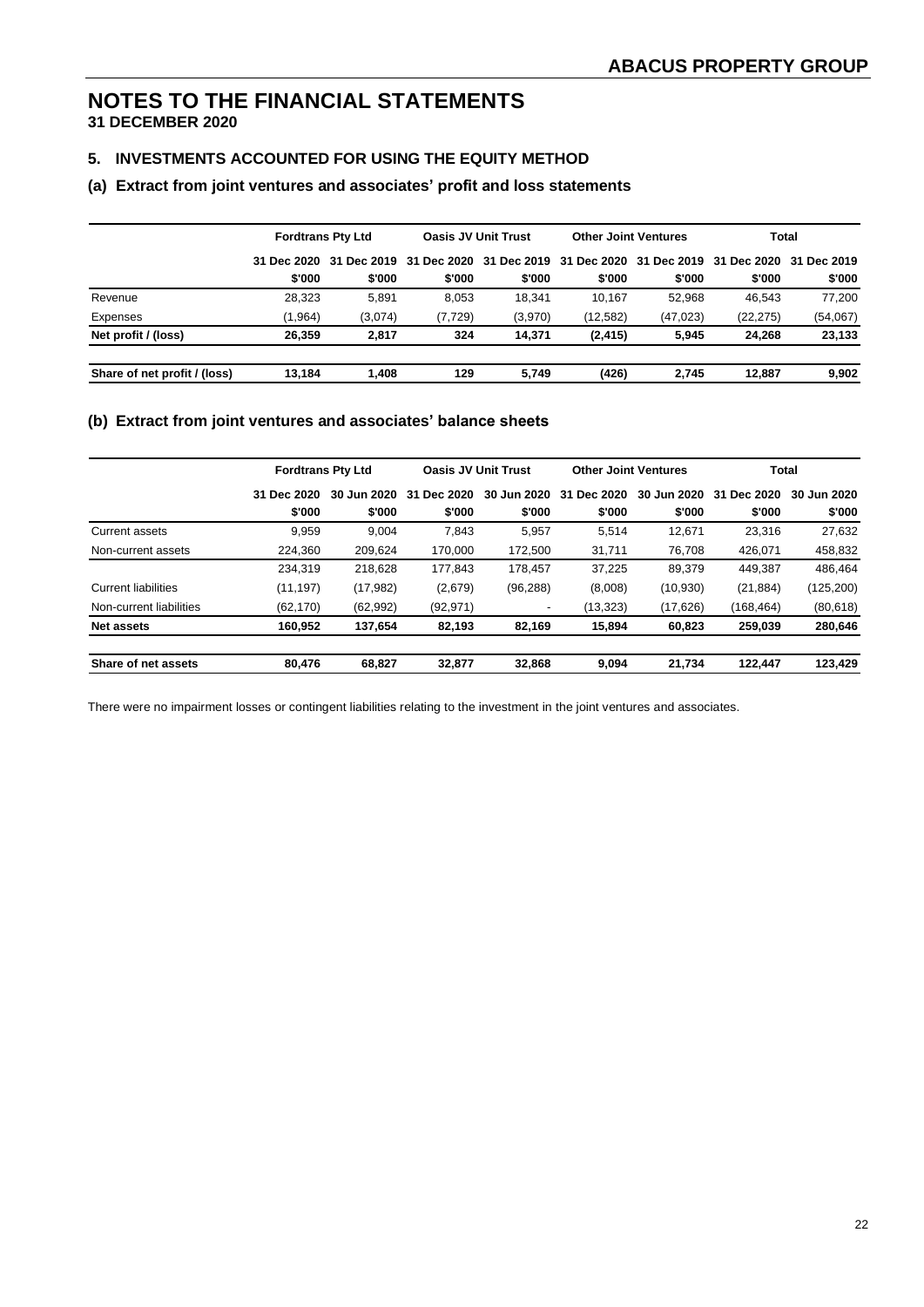# NOTES TO THE FINANCIAL STATEMENTS

**31 DECEMBER 2020**

## 5. INVESTMENTS ACCOUNTED FOR USING THE EQUITY METHOD

### (a) Extract from joint ventures and associates' profit and loss statements

| | Fordtrans Pty Ltd | | Oasis JV Unit Trust | | Other Joint Ventures | | Total | |
|---|---|---|---|---|---|---|---|---|
| | 31 Dec 2020 $'000 | 31 Dec 2019 $'000 | 31 Dec 2020 $'000 | 31 Dec 2019 $'000 | 31 Dec 2020 $'000 | 31 Dec 2019 $'000 | 31 Dec 2020 $'000 | 31 Dec 2019 $'000 |
| Revenue | 28,323 | 5,891 | 8,053 | 18,341 | 10,167 | 52,968 | 46,543 | 77,200 |
| Expenses | (1,964) | (3,074) | (7,729) | (3,970) | (12,582) | (47,023) | (22,275) | (54,067) |
| **Net profit / (loss)** | **26,359** | **2,817** | **324** | **14,371** | **(2,415)** | **5,945** | **24,268** | **23,133** |
| **Share of net profit / (loss)** | **13,184** | **1,408** | **129** | **5,749** | **(426)** | **2,745** | **12,887** | **9,902** |

### (b) Extract from joint ventures and associates' balance sheets

| | Fordtrans Pty Ltd | | Oasis JV Unit Trust | | Other Joint Ventures | | Total | |
|---|---|---|---|---|---|---|---|---|
| | 31 Dec 2020 $'000 | 30 Jun 2020 $'000 | 31 Dec 2020 $'000 | 30 Jun 2020 $'000 | 31 Dec 2020 $'000 | 30 Jun 2020 $'000 | 31 Dec 2020 $'000 | 30 Jun 2020 $'000 |
| Current assets | 9,959 | 9,004 | 7,843 | 5,957 | 5,514 | 12,671 | 23,316 | 27,632 |
| Non-current assets | 224,360 | 209,624 | 170,000 | 172,500 | 31,711 | 76,708 | 426,071 | 458,832 |
| | 234,319 | 218,628 | 177,843 | 178,457 | 37,225 | 89,379 | 449,387 | 486,464 |
| Current liabilities | (11,197) | (17,982) | (2,679) | (96,288) | (8,008) | (10,930) | (21,884) | (125,200) |
| Non-current liabilities | (62,170) | (62,992) | (92,971) | - | (13,323) | (17,626) | (168,464) | (80,618) |
| **Net assets** | **160,952** | **137,654** | **82,193** | **82,169** | **15,894** | **60,823** | **259,039** | **280,646** |
| **Share of net assets** | **80,476** | **68,827** | **32,877** | **32,868** | **9,094** | **21,734** | **122,447** | **123,429** |

There were no impairment losses or contingent liabilities relating to the investment in the joint ventures and associates.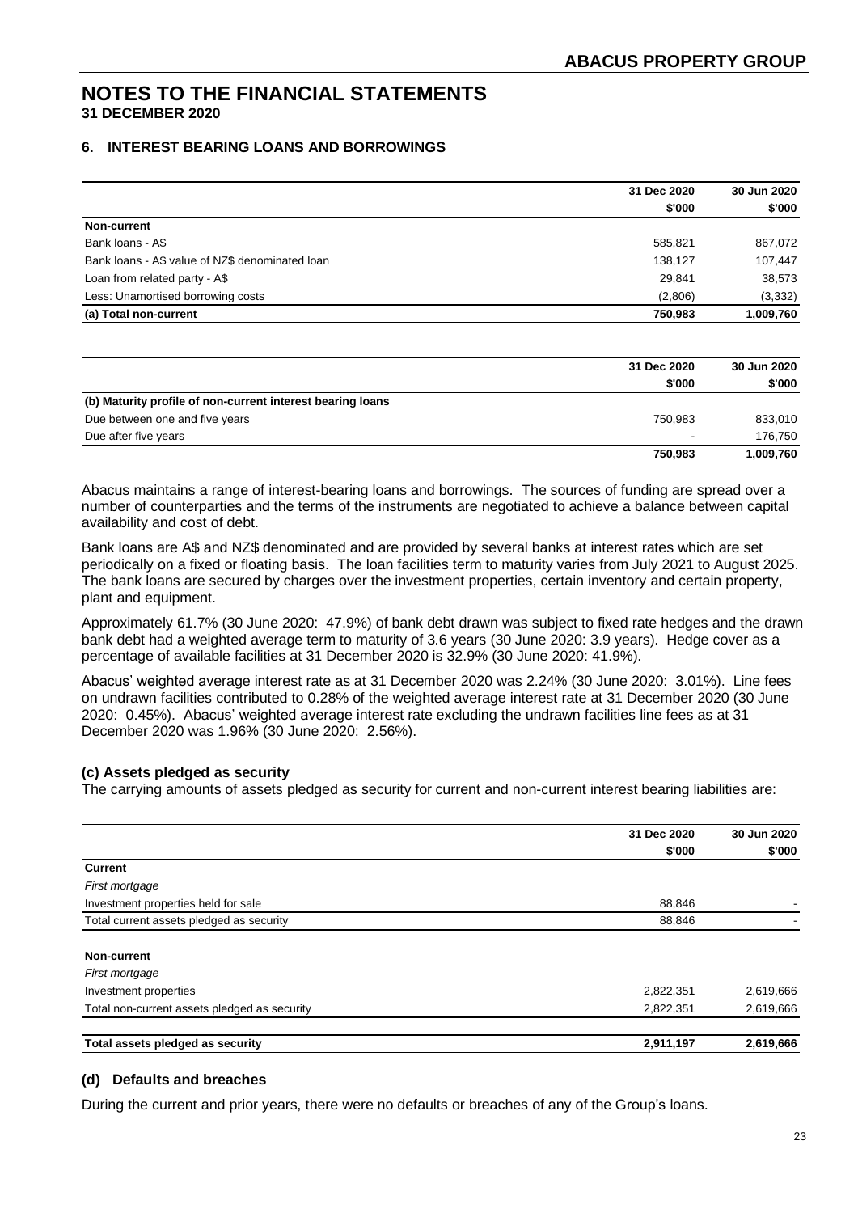# NOTES TO THE FINANCIAL STATEMENTS
**31 DECEMBER 2020**

## 6. INTEREST BEARING LOANS AND BORROWINGS

| | 31 Dec 2020 | 30 Jun 2020 |
|---|---|---|
| | $'000 | $'000 |
| **Non-current** | | |
| Bank loans - A$ | 585,821 | 867,072 |
| Bank loans - A$ value of NZ$ denominated loan | 138,127 | 107,447 |
| Loan from related party - A$ | 29,841 | 38,573 |
| Less: Unamortised borrowing costs | (2,806) | (3,332) |
| **(a) Total non-current** | **750,983** | **1,009,760** |

| | 31 Dec 2020 | 30 Jun 2020 |
|---|---|---|
| | $'000 | $'000 |
| **(b) Maturity profile of non-current interest bearing loans** | | |
| Due between one and five years | 750,983 | 833,010 |
| Due after five years | - | 176,750 |
| | **750,983** | **1,009,760** |

Abacus maintains a range of interest-bearing loans and borrowings. The sources of funding are spread over a number of counterparties and the terms of the instruments are negotiated to achieve a balance between capital availability and cost of debt.

Bank loans are A$ and NZ$ denominated and are provided by several banks at interest rates which are set periodically on a fixed or floating basis. The loan facilities term to maturity varies from July 2021 to August 2025. The bank loans are secured by charges over the investment properties, certain inventory and certain property, plant and equipment.

Approximately 61.7% (30 June 2020: 47.9%) of bank debt drawn was subject to fixed rate hedges and the drawn bank debt had a weighted average term to maturity of 3.6 years (30 June 2020: 3.9 years). Hedge cover as a percentage of available facilities at 31 December 2020 is 32.9% (30 June 2020: 41.9%).

Abacus' weighted average interest rate as at 31 December 2020 was 2.24% (30 June 2020: 3.01%). Line fees on undrawn facilities contributed to 0.28% of the weighted average interest rate at 31 December 2020 (30 June 2020: 0.45%). Abacus' weighted average interest rate excluding the undrawn facilities line fees as at 31 December 2020 was 1.96% (30 June 2020: 2.56%).

### (c) Assets pledged as security

The carrying amounts of assets pledged as security for current and non-current interest bearing liabilities are:

| | 31 Dec 2020 | 30 Jun 2020 |
|---|---|---|
| | $'000 | $'000 |
| **Current** | | |
| *First mortgage* | | |
| Investment properties held for sale | 88,846 | - |
| Total current assets pledged as security | 88,846 | - |
| | | |
| **Non-current** | | |
| *First mortgage* | | |
| Investment properties | 2,822,351 | 2,619,666 |
| Total non-current assets pledged as security | 2,822,351 | 2,619,666 |
| | | |
| **Total assets pledged as security** | **2,911,197** | **2,619,666** |

### (d) Defaults and breaches

During the current and prior years, there were no defaults or breaches of any of the Group's loans.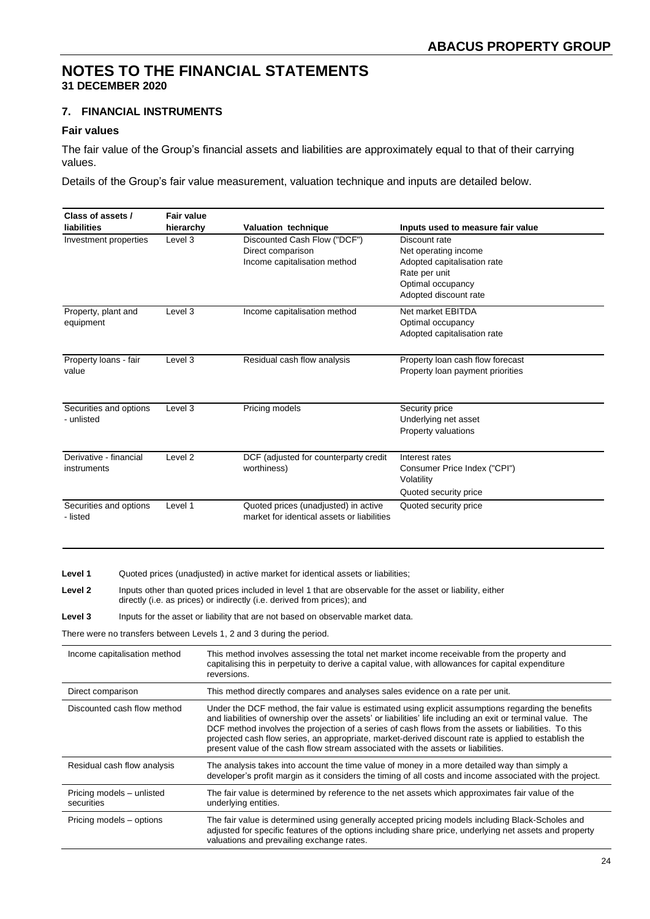# NOTES TO THE FINANCIAL STATEMENTS

**31 DECEMBER 2020**

### 7. FINANCIAL INSTRUMENTS

**Fair values**

The fair value of the Group's financial assets and liabilities are approximately equal to that of their carrying values.

Details of the Group's fair value measurement, valuation technique and inputs are detailed below.

| Class of assets / liabilities | Fair value hierarchy | Valuation technique | Inputs used to measure fair value |
|---|---|---|---|
| Investment properties | Level 3 | Discounted Cash Flow ("DCF")<br>Direct comparison<br>Income capitalisation method | Discount rate<br>Net operating income<br>Adopted capitalisation rate<br>Rate per unit<br>Optimal occupancy<br>Adopted discount rate |
| Property, plant and equipment | Level 3 | Income capitalisation method | Net market EBITDA<br>Optimal occupancy<br>Adopted capitalisation rate |
| Property loans - fair value | Level 3 | Residual cash flow analysis | Property loan cash flow forecast<br>Property loan payment priorities |
| Securities and options - unlisted | Level 3 | Pricing models | Security price<br>Underlying net asset<br>Property valuations |
| Derivative - financial instruments | Level 2 | DCF (adjusted for counterparty credit worthiness) | Interest rates<br>Consumer Price Index ("CPI")<br>Volatility<br>Quoted security price |
| Securities and options - listed | Level 1 | Quoted prices (unadjusted) in active market for identical assets or liabilities | Quoted security price |

**Level 1** Quoted prices (unadjusted) in active market for identical assets or liabilities;

**Level 2** Inputs other than quoted prices included in level 1 that are observable for the asset or liability, either directly (i.e. as prices) or indirectly (i.e. derived from prices); and

**Level 3** Inputs for the asset or liability that are not based on observable market data.

There were no transfers between Levels 1, 2 and 3 during the period.

| | |
|---|---|
| Income capitalisation method | This method involves assessing the total net market income receivable from the property and capitalising this in perpetuity to derive a capital value, with allowances for capital expenditure reversions. |
| Direct comparison | This method directly compares and analyses sales evidence on a rate per unit. |
| Discounted cash flow method | Under the DCF method, the fair value is estimated using explicit assumptions regarding the benefits and liabilities of ownership over the assets' or liabilities' life including an exit or terminal value. The DCF method involves the projection of a series of cash flows from the assets or liabilities. To this projected cash flow series, an appropriate, market-derived discount rate is applied to establish the present value of the cash flow stream associated with the assets or liabilities. |
| Residual cash flow analysis | The analysis takes into account the time value of money in a more detailed way than simply a developer's profit margin as it considers the timing of all costs and income associated with the project. |
| Pricing models – unlisted securities | The fair value is determined by reference to the net assets which approximates fair value of the underlying entities. |
| Pricing models – options | The fair value is determined using generally accepted pricing models including Black-Scholes and adjusted for specific features of the options including share price, underlying net assets and property valuations and prevailing exchange rates. |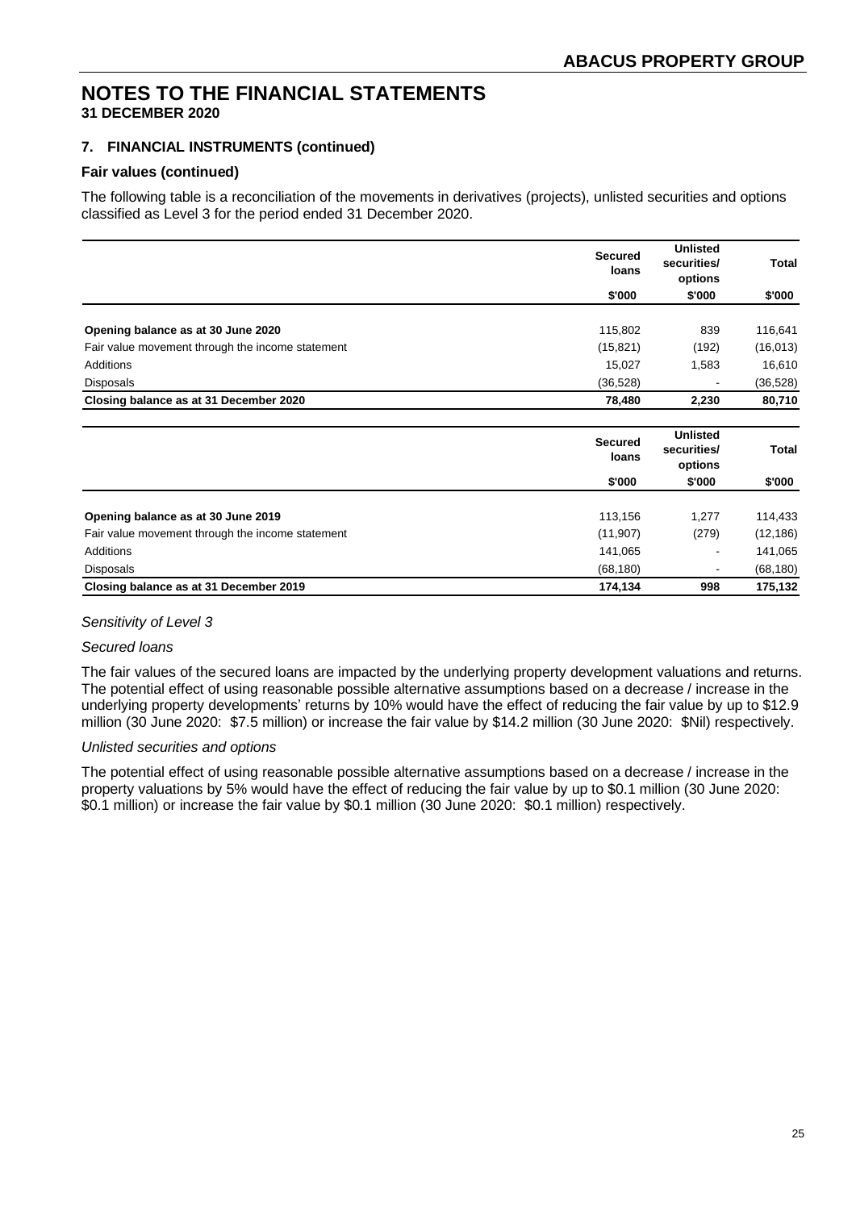# NOTES TO THE FINANCIAL STATEMENTS
**31 DECEMBER 2020**

## 7. FINANCIAL INSTRUMENTS (continued)

### Fair values (continued)

The following table is a reconciliation of the movements in derivatives (projects), unlisted securities and options classified as Level 3 for the period ended 31 December 2020.

| | Secured loans | Unlisted securities/ options | Total |
|---|---|---|---|
| | $'000 | $'000 | $'000 |
| **Opening balance as at 30 June 2020** | 115,802 | 839 | 116,641 |
| Fair value movement through the income statement | (15,821) | (192) | (16,013) |
| Additions | 15,027 | 1,583 | 16,610 |
| Disposals | (36,528) | - | (36,528) |
| **Closing balance as at 31 December 2020** | **78,480** | **2,230** | **80,710** |

| | Secured loans | Unlisted securities/ options | Total |
|---|---|---|---|
| | $'000 | $'000 | $'000 |
| **Opening balance as at 30 June 2019** | 113,156 | 1,277 | 114,433 |
| Fair value movement through the income statement | (11,907) | (279) | (12,186) |
| Additions | 141,065 | - | 141,065 |
| Disposals | (68,180) | - | (68,180) |
| **Closing balance as at 31 December 2019** | **174,134** | **998** | **175,132** |

*Sensitivity of Level 3*

*Secured loans*

The fair values of the secured loans are impacted by the underlying property development valuations and returns. The potential effect of using reasonable possible alternative assumptions based on a decrease / increase in the underlying property developments' returns by 10% would have the effect of reducing the fair value by up to $12.9 million (30 June 2020: $7.5 million) or increase the fair value by $14.2 million (30 June 2020: $Nil) respectively.

*Unlisted securities and options*

The potential effect of using reasonable possible alternative assumptions based on a decrease / increase in the property valuations by 5% would have the effect of reducing the fair value by up to $0.1 million (30 June 2020: $0.1 million) or increase the fair value by $0.1 million (30 June 2020: $0.1 million) respectively.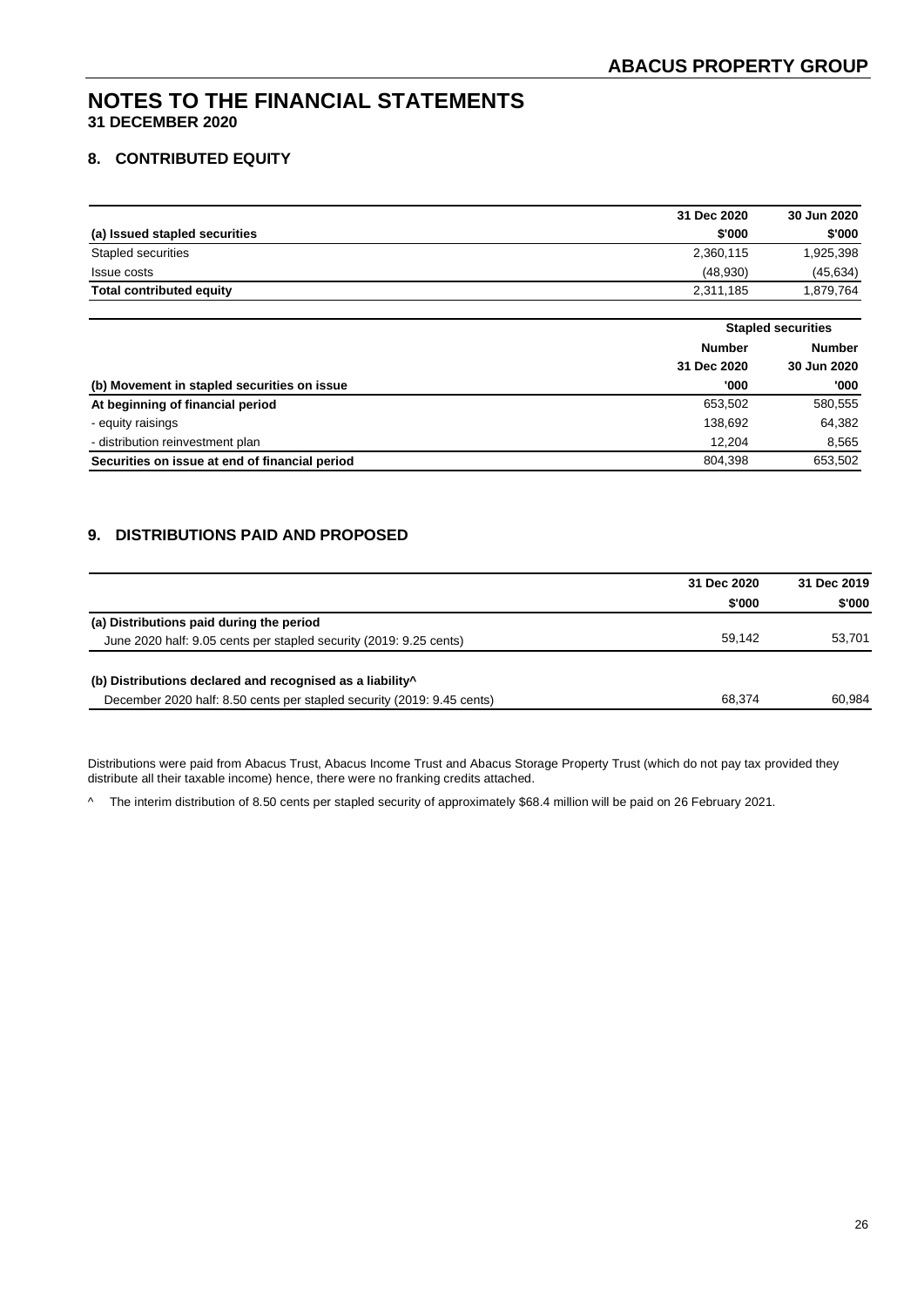# NOTES TO THE FINANCIAL STATEMENTS
**31 DECEMBER 2020**

## 8. CONTRIBUTED EQUITY

| (a) Issued stapled securities | 31 Dec 2020 $'000 | 30 Jun 2020 $'000 |
|---|---|---|
| Stapled securities | 2,360,115 | 1,925,398 |
| Issue costs | (48,930) | (45,634) |
| **Total contributed equity** | 2,311,185 | 1,879,764 |

| | Stapled securities | |
|---|---|---|
| **(b) Movement in stapled securities on issue** | **Number 31 Dec 2020 '000** | **Number 30 Jun 2020 '000** |
| **At beginning of financial period** | 653,502 | 580,555 |
| - equity raisings | 138,692 | 64,382 |
| - distribution reinvestment plan | 12,204 | 8,565 |
| **Securities on issue at end of financial period** | 804,398 | 653,502 |

## 9. DISTRIBUTIONS PAID AND PROPOSED

| | 31 Dec 2020 $'000 | 31 Dec 2019 $'000 |
|---|---|---|
| **(a) Distributions paid during the period** | | |
| June 2020 half: 9.05 cents per stapled security (2019: 9.25 cents) | 59,142 | 53,701 |
| **(b) Distributions declared and recognised as a liability^** | | |
| December 2020 half: 8.50 cents per stapled security (2019: 9.45 cents) | 68,374 | 60,984 |

Distributions were paid from Abacus Trust, Abacus Income Trust and Abacus Storage Property Trust (which do not pay tax provided they distribute all their taxable income) hence, there were no franking credits attached.

^ The interim distribution of 8.50 cents per stapled security of approximately $68.4 million will be paid on 26 February 2021.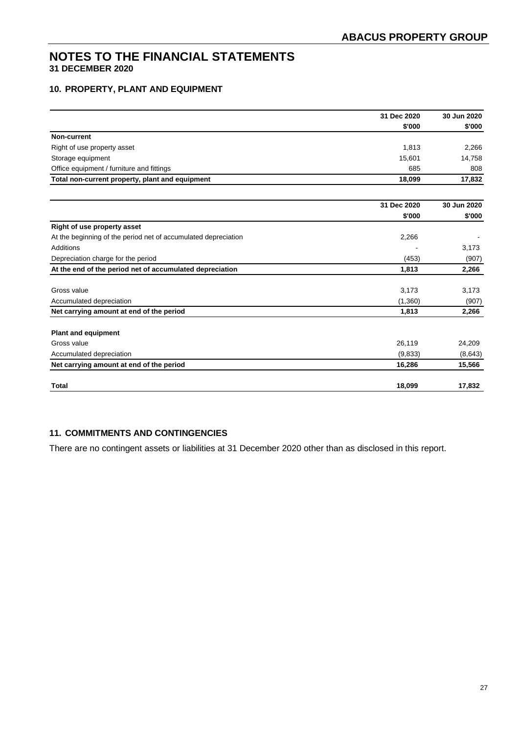# NOTES TO THE FINANCIAL STATEMENTS

**31 DECEMBER 2020**

## 10. PROPERTY, PLANT AND EQUIPMENT

| | 31 Dec 2020 | 30 Jun 2020 |
|---|---|---|
| | $'000 | $'000 |
| **Non-current** | | |
| Right of use property asset | 1,813 | 2,266 |
| Storage equipment | 15,601 | 14,758 |
| Office equipment / furniture and fittings | 685 | 808 |
| **Total non-current property, plant and equipment** | **18,099** | **17,832** |

| | 31 Dec 2020 | 30 Jun 2020 |
|---|---|---|
| | $'000 | $'000 |
| **Right of use property asset** | | |
| At the beginning of the period net of accumulated depreciation | 2,266 | - |
| Additions | - | 3,173 |
| Depreciation charge for the period | (453) | (907) |
| **At the end of the period net of accumulated depreciation** | **1,813** | **2,266** |
| | | |
| Gross value | 3,173 | 3,173 |
| Accumulated depreciation | (1,360) | (907) |
| **Net carrying amount at end of the period** | **1,813** | **2,266** |
| | | |
| **Plant and equipment** | | |
| Gross value | 26,119 | 24,209 |
| Accumulated depreciation | (9,833) | (8,643) |
| **Net carrying amount at end of the period** | **16,286** | **15,566** |
| | | |
| **Total** | **18,099** | **17,832** |

## 11. COMMITMENTS AND CONTINGENCIES

There are no contingent assets or liabilities at 31 December 2020 other than as disclosed in this report.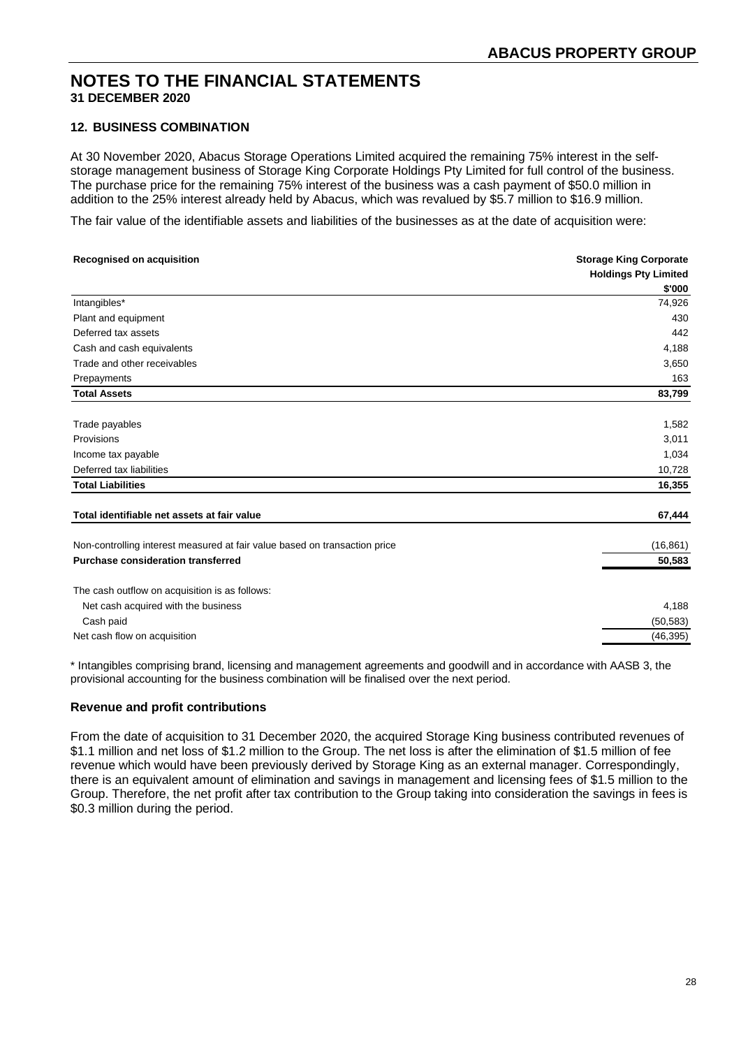# NOTES TO THE FINANCIAL STATEMENTS

**31 DECEMBER 2020**

### 12. BUSINESS COMBINATION

At 30 November 2020, Abacus Storage Operations Limited acquired the remaining 75% interest in the self-storage management business of Storage King Corporate Holdings Pty Limited for full control of the business. The purchase price for the remaining 75% interest of the business was a cash payment of $50.0 million in addition to the 25% interest already held by Abacus, which was revalued by $5.7 million to $16.9 million.

The fair value of the identifiable assets and liabilities of the businesses as at the date of acquisition were:

| **Recognised on acquisition** | **Storage King Corporate Holdings Pty Limited** |
|---|---|
| | **$'000** |
| Intangibles* | 74,926 |
| Plant and equipment | 430 |
| Deferred tax assets | 442 |
| Cash and cash equivalents | 4,188 |
| Trade and other receivables | 3,650 |
| Prepayments | 163 |
| **Total Assets** | **83,799** |
| Trade payables | 1,582 |
| Provisions | 3,011 |
| Income tax payable | 1,034 |
| Deferred tax liabilities | 10,728 |
| **Total Liabilities** | **16,355** |
| **Total identifiable net assets at fair value** | **67,444** |
| Non-controlling interest measured at fair value based on transaction price | (16,861) |
| **Purchase consideration transferred** | **50,583** |
| The cash outflow on acquisition is as follows: | |
| Net cash acquired with the business | 4,188 |
| Cash paid | (50,583) |
| Net cash flow on acquisition | (46,395) |

\* Intangibles comprising brand, licensing and management agreements and goodwill and in accordance with AASB 3, the provisional accounting for the business combination will be finalised over the next period.

### Revenue and profit contributions

From the date of acquisition to 31 December 2020, the acquired Storage King business contributed revenues of $1.1 million and net loss of $1.2 million to the Group. The net loss is after the elimination of $1.5 million of fee revenue which would have been previously derived by Storage King as an external manager. Correspondingly, there is an equivalent amount of elimination and savings in management and licensing fees of $1.5 million to the Group. Therefore, the net profit after tax contribution to the Group taking into consideration the savings in fees is $0.3 million during the period.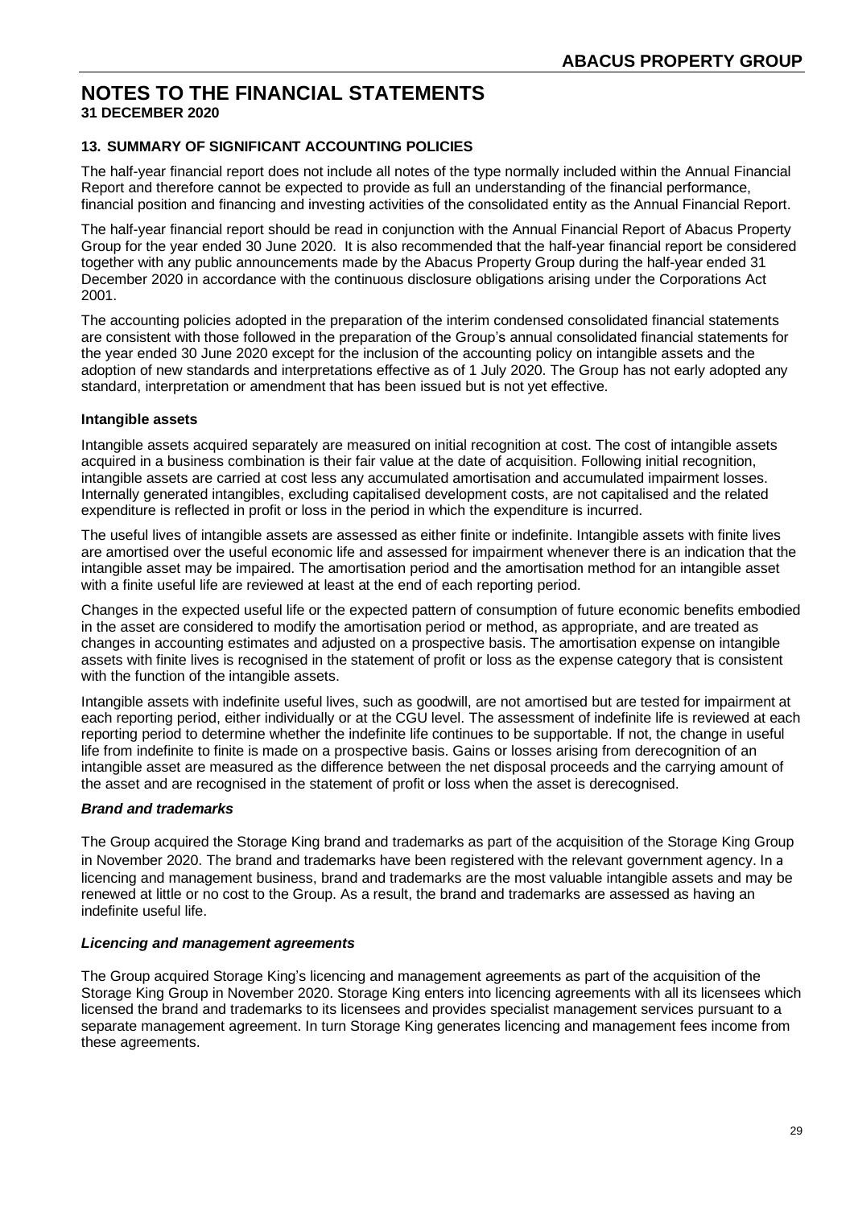# NOTES TO THE FINANCIAL STATEMENTS
**31 DECEMBER 2020**

## 13. SUMMARY OF SIGNIFICANT ACCOUNTING POLICIES

The half-year financial report does not include all notes of the type normally included within the Annual Financial Report and therefore cannot be expected to provide as full an understanding of the financial performance, financial position and financing and investing activities of the consolidated entity as the Annual Financial Report.

The half-year financial report should be read in conjunction with the Annual Financial Report of Abacus Property Group for the year ended 30 June 2020. It is also recommended that the half-year financial report be considered together with any public announcements made by the Abacus Property Group during the half-year ended 31 December 2020 in accordance with the continuous disclosure obligations arising under the Corporations Act 2001.

The accounting policies adopted in the preparation of the interim condensed consolidated financial statements are consistent with those followed in the preparation of the Group's annual consolidated financial statements for the year ended 30 June 2020 except for the inclusion of the accounting policy on intangible assets and the adoption of new standards and interpretations effective as of 1 July 2020. The Group has not early adopted any standard, interpretation or amendment that has been issued but is not yet effective.

### Intangible assets

Intangible assets acquired separately are measured on initial recognition at cost. The cost of intangible assets acquired in a business combination is their fair value at the date of acquisition. Following initial recognition, intangible assets are carried at cost less any accumulated amortisation and accumulated impairment losses. Internally generated intangibles, excluding capitalised development costs, are not capitalised and the related expenditure is reflected in profit or loss in the period in which the expenditure is incurred.

The useful lives of intangible assets are assessed as either finite or indefinite. Intangible assets with finite lives are amortised over the useful economic life and assessed for impairment whenever there is an indication that the intangible asset may be impaired. The amortisation period and the amortisation method for an intangible asset with a finite useful life are reviewed at least at the end of each reporting period.

Changes in the expected useful life or the expected pattern of consumption of future economic benefits embodied in the asset are considered to modify the amortisation period or method, as appropriate, and are treated as changes in accounting estimates and adjusted on a prospective basis. The amortisation expense on intangible assets with finite lives is recognised in the statement of profit or loss as the expense category that is consistent with the function of the intangible assets.

Intangible assets with indefinite useful lives, such as goodwill, are not amortised but are tested for impairment at each reporting period, either individually or at the CGU level. The assessment of indefinite life is reviewed at each reporting period to determine whether the indefinite life continues to be supportable. If not, the change in useful life from indefinite to finite is made on a prospective basis. Gains or losses arising from derecognition of an intangible asset are measured as the difference between the net disposal proceeds and the carrying amount of the asset and are recognised in the statement of profit or loss when the asset is derecognised.

#### *Brand and trademarks*

The Group acquired the Storage King brand and trademarks as part of the acquisition of the Storage King Group in November 2020. The brand and trademarks have been registered with the relevant government agency. In a licencing and management business, brand and trademarks are the most valuable intangible assets and may be renewed at little or no cost to the Group. As a result, the brand and trademarks are assessed as having an indefinite useful life.

#### *Licencing and management agreements*

The Group acquired Storage King's licencing and management agreements as part of the acquisition of the Storage King Group in November 2020. Storage King enters into licencing agreements with all its licensees which licensed the brand and trademarks to its licensees and provides specialist management services pursuant to a separate management agreement. In turn Storage King generates licencing and management fees income from these agreements.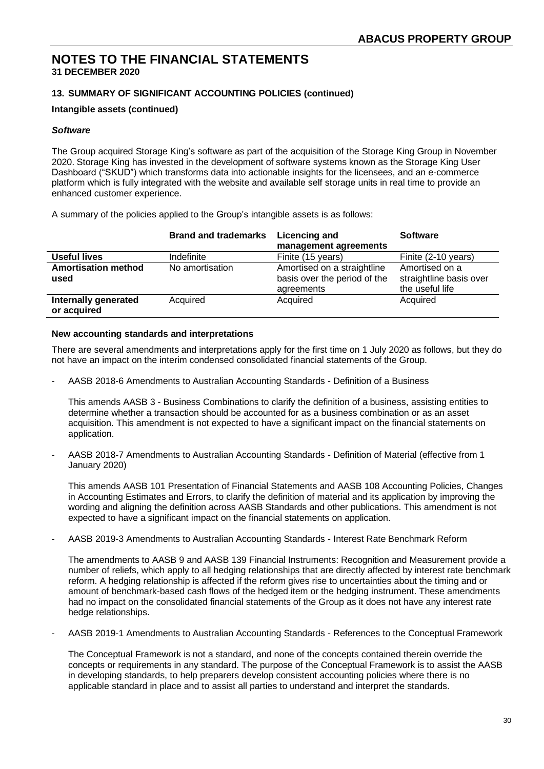# NOTES TO THE FINANCIAL STATEMENTS

**31 DECEMBER 2020**

### 13. SUMMARY OF SIGNIFICANT ACCOUNTING POLICIES (continued)

**Intangible assets (continued)**

***Software***

The Group acquired Storage King's software as part of the acquisition of the Storage King Group in November 2020. Storage King has invested in the development of software systems known as the Storage King User Dashboard ("SKUD") which transforms data into actionable insights for the licensees, and an e-commerce platform which is fully integrated with the website and available self storage units in real time to provide an enhanced customer experience.

A summary of the policies applied to the Group's intangible assets is as follows:

| | Brand and trademarks | Licencing and management agreements | Software |
|---|---|---|---|
| **Useful lives** | Indefinite | Finite (15 years) | Finite (2-10 years) |
| **Amortisation method used** | No amortisation | Amortised on a straightline basis over the period of the agreements | Amortised on a straightline basis over the useful life |
| **Internally generated or acquired** | Acquired | Acquired | Acquired |

**New accounting standards and interpretations**

There are several amendments and interpretations apply for the first time on 1 July 2020 as follows, but they do not have an impact on the interim condensed consolidated financial statements of the Group.

- AASB 2018-6 Amendments to Australian Accounting Standards - Definition of a Business

  This amends AASB 3 - Business Combinations to clarify the definition of a business, assisting entities to determine whether a transaction should be accounted for as a business combination or as an asset acquisition. This amendment is not expected to have a significant impact on the financial statements on application.

- AASB 2018-7 Amendments to Australian Accounting Standards - Definition of Material (effective from 1 January 2020)

  This amends AASB 101 Presentation of Financial Statements and AASB 108 Accounting Policies, Changes in Accounting Estimates and Errors, to clarify the definition of material and its application by improving the wording and aligning the definition across AASB Standards and other publications. This amendment is not expected to have a significant impact on the financial statements on application.

- AASB 2019-3 Amendments to Australian Accounting Standards - Interest Rate Benchmark Reform

  The amendments to AASB 9 and AASB 139 Financial Instruments: Recognition and Measurement provide a number of reliefs, which apply to all hedging relationships that are directly affected by interest rate benchmark reform. A hedging relationship is affected if the reform gives rise to uncertainties about the timing and or amount of benchmark-based cash flows of the hedged item or the hedging instrument. These amendments had no impact on the consolidated financial statements of the Group as it does not have any interest rate hedge relationships.

- AASB 2019-1 Amendments to Australian Accounting Standards - References to the Conceptual Framework

  The Conceptual Framework is not a standard, and none of the concepts contained therein override the concepts or requirements in any standard. The purpose of the Conceptual Framework is to assist the AASB in developing standards, to help preparers develop consistent accounting policies where there is no applicable standard in place and to assist all parties to understand and interpret the standards.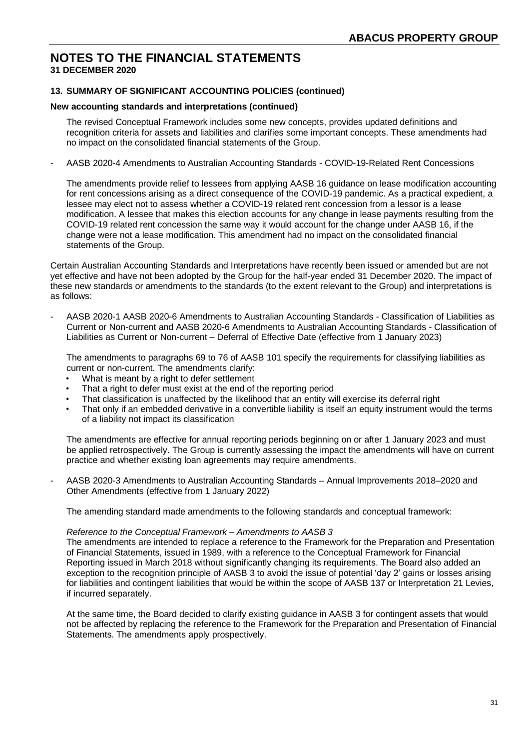# NOTES TO THE FINANCIAL STATEMENTS

**31 DECEMBER 2020**

### 13. SUMMARY OF SIGNIFICANT ACCOUNTING POLICIES (continued)

**New accounting standards and interpretations (continued)**

The revised Conceptual Framework includes some new concepts, provides updated definitions and recognition criteria for assets and liabilities and clarifies some important concepts. These amendments had no impact on the consolidated financial statements of the Group.

- AASB 2020-4 Amendments to Australian Accounting Standards - COVID-19-Related Rent Concessions

  The amendments provide relief to lessees from applying AASB 16 guidance on lease modification accounting for rent concessions arising as a direct consequence of the COVID-19 pandemic. As a practical expedient, a lessee may elect not to assess whether a COVID-19 related rent concession from a lessor is a lease modification. A lessee that makes this election accounts for any change in lease payments resulting from the COVID-19 related rent concession the same way it would account for the change under AASB 16, if the change were not a lease modification. This amendment had no impact on the consolidated financial statements of the Group.

Certain Australian Accounting Standards and Interpretations have recently been issued or amended but are not yet effective and have not been adopted by the Group for the half-year ended 31 December 2020. The impact of these new standards or amendments to the standards (to the extent relevant to the Group) and interpretations is as follows:

- AASB 2020-1 AASB 2020-6 Amendments to Australian Accounting Standards - Classification of Liabilities as Current or Non-current and AASB 2020-6 Amendments to Australian Accounting Standards - Classification of Liabilities as Current or Non-current – Deferral of Effective Date (effective from 1 January 2023)

  The amendments to paragraphs 69 to 76 of AASB 101 specify the requirements for classifying liabilities as current or non-current. The amendments clarify:
  - What is meant by a right to defer settlement
  - That a right to defer must exist at the end of the reporting period
  - That classification is unaffected by the likelihood that an entity will exercise its deferral right
  - That only if an embedded derivative in a convertible liability is itself an equity instrument would the terms of a liability not impact its classification

  The amendments are effective for annual reporting periods beginning on or after 1 January 2023 and must be applied retrospectively. The Group is currently assessing the impact the amendments will have on current practice and whether existing loan agreements may require amendments.

- AASB 2020-3 Amendments to Australian Accounting Standards – Annual Improvements 2018–2020 and Other Amendments (effective from 1 January 2022)

  The amending standard made amendments to the following standards and conceptual framework:

  *Reference to the Conceptual Framework – Amendments to AASB 3*
  The amendments are intended to replace a reference to the Framework for the Preparation and Presentation of Financial Statements, issued in 1989, with a reference to the Conceptual Framework for Financial Reporting issued in March 2018 without significantly changing its requirements. The Board also added an exception to the recognition principle of AASB 3 to avoid the issue of potential 'day 2' gains or losses arising for liabilities and contingent liabilities that would be within the scope of AASB 137 or Interpretation 21 Levies, if incurred separately.

  At the same time, the Board decided to clarify existing guidance in AASB 3 for contingent assets that would not be affected by replacing the reference to the Framework for the Preparation and Presentation of Financial Statements. The amendments apply prospectively.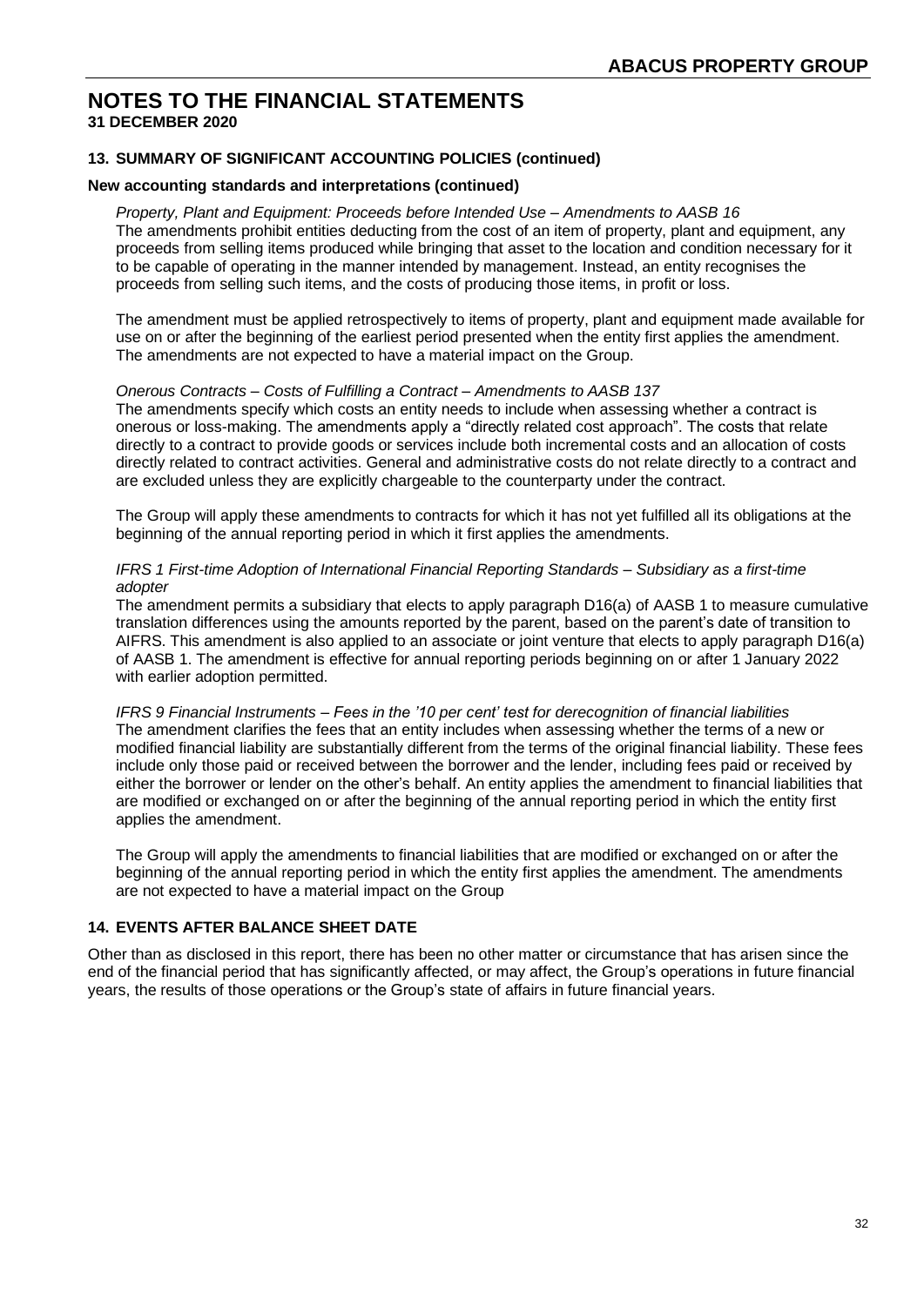# NOTES TO THE FINANCIAL STATEMENTS

**31 DECEMBER 2020**

## 13. SUMMARY OF SIGNIFICANT ACCOUNTING POLICIES (continued)

### New accounting standards and interpretations (continued)

*Property, Plant and Equipment: Proceeds before Intended Use – Amendments to AASB 16*

The amendments prohibit entities deducting from the cost of an item of property, plant and equipment, any proceeds from selling items produced while bringing that asset to the location and condition necessary for it to be capable of operating in the manner intended by management. Instead, an entity recognises the proceeds from selling such items, and the costs of producing those items, in profit or loss.

The amendment must be applied retrospectively to items of property, plant and equipment made available for use on or after the beginning of the earliest period presented when the entity first applies the amendment. The amendments are not expected to have a material impact on the Group.

*Onerous Contracts – Costs of Fulfilling a Contract – Amendments to AASB 137*

The amendments specify which costs an entity needs to include when assessing whether a contract is onerous or loss-making. The amendments apply a "directly related cost approach". The costs that relate directly to a contract to provide goods or services include both incremental costs and an allocation of costs directly related to contract activities. General and administrative costs do not relate directly to a contract and are excluded unless they are explicitly chargeable to the counterparty under the contract.

The Group will apply these amendments to contracts for which it has not yet fulfilled all its obligations at the beginning of the annual reporting period in which it first applies the amendments.

*IFRS 1 First-time Adoption of International Financial Reporting Standards – Subsidiary as a first-time adopter*

The amendment permits a subsidiary that elects to apply paragraph D16(a) of AASB 1 to measure cumulative translation differences using the amounts reported by the parent, based on the parent's date of transition to AIFRS. This amendment is also applied to an associate or joint venture that elects to apply paragraph D16(a) of AASB 1. The amendment is effective for annual reporting periods beginning on or after 1 January 2022 with earlier adoption permitted.

*IFRS 9 Financial Instruments – Fees in the '10 per cent' test for derecognition of financial liabilities*

The amendment clarifies the fees that an entity includes when assessing whether the terms of a new or modified financial liability are substantially different from the terms of the original financial liability. These fees include only those paid or received between the borrower and the lender, including fees paid or received by either the borrower or lender on the other's behalf. An entity applies the amendment to financial liabilities that are modified or exchanged on or after the beginning of the annual reporting period in which the entity first applies the amendment.

The Group will apply the amendments to financial liabilities that are modified or exchanged on or after the beginning of the annual reporting period in which the entity first applies the amendment. The amendments are not expected to have a material impact on the Group

## 14. EVENTS AFTER BALANCE SHEET DATE

Other than as disclosed in this report, there has been no other matter or circumstance that has arisen since the end of the financial period that has significantly affected, or may affect, the Group's operations in future financial years, the results of those operations or the Group's state of affairs in future financial years.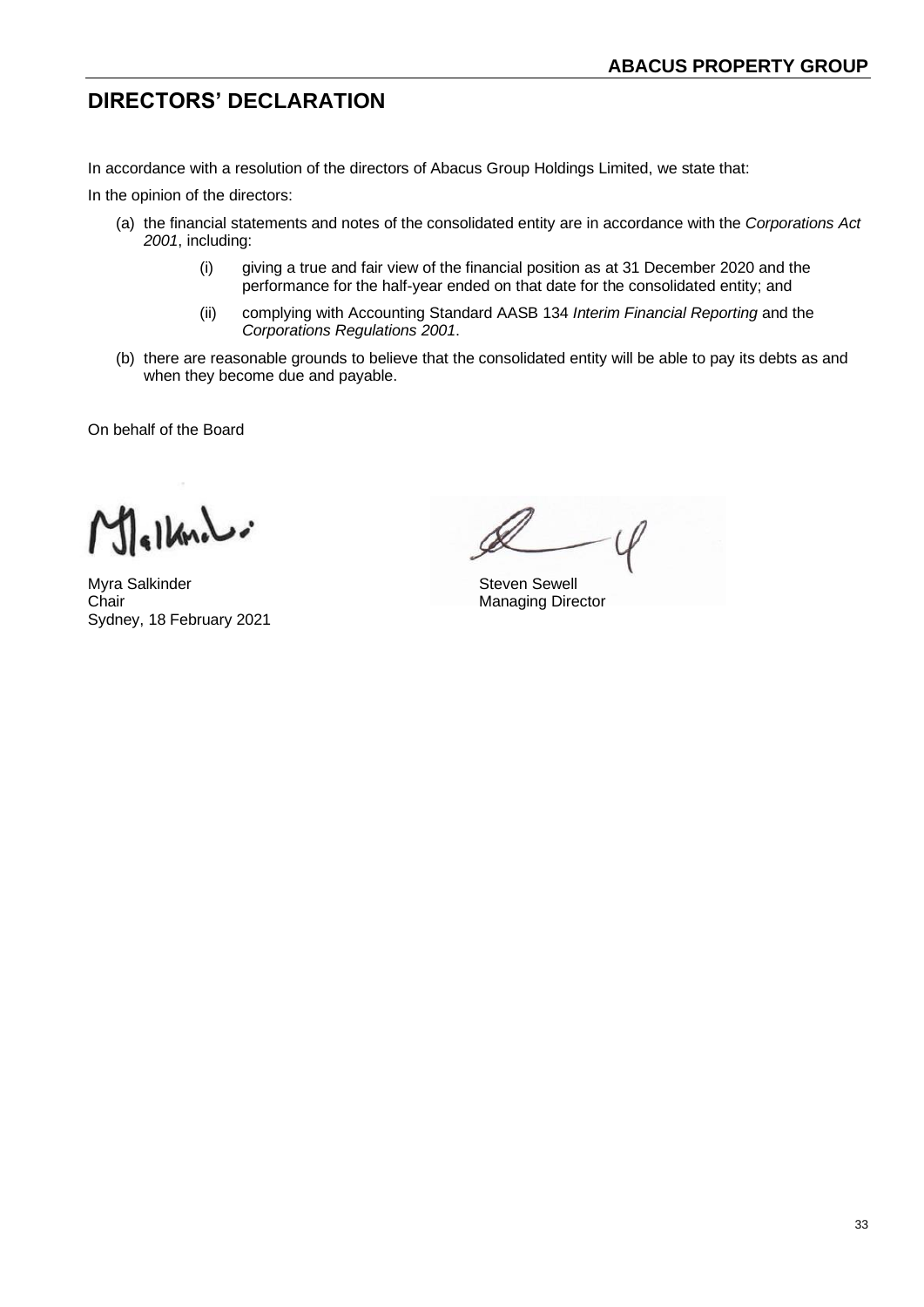# DIRECTORS' DECLARATION

In accordance with a resolution of the directors of Abacus Group Holdings Limited, we state that:

In the opinion of the directors:

(a) the financial statements and notes of the consolidated entity are in accordance with the *Corporations Act 2001*, including:

  (i) giving a true and fair view of the financial position as at 31 December 2020 and the performance for the half-year ended on that date for the consolidated entity; and

  (ii) complying with Accounting Standard AASB 134 *Interim Financial Reporting* and the *Corporations Regulations 2001*.

(b) there are reasonable grounds to believe that the consolidated entity will be able to pay its debts as and when they become due and payable.

On behalf of the Board

Myra Salkinder
Chair
Sydney, 18 February 2021

Steven Sewell
Managing Director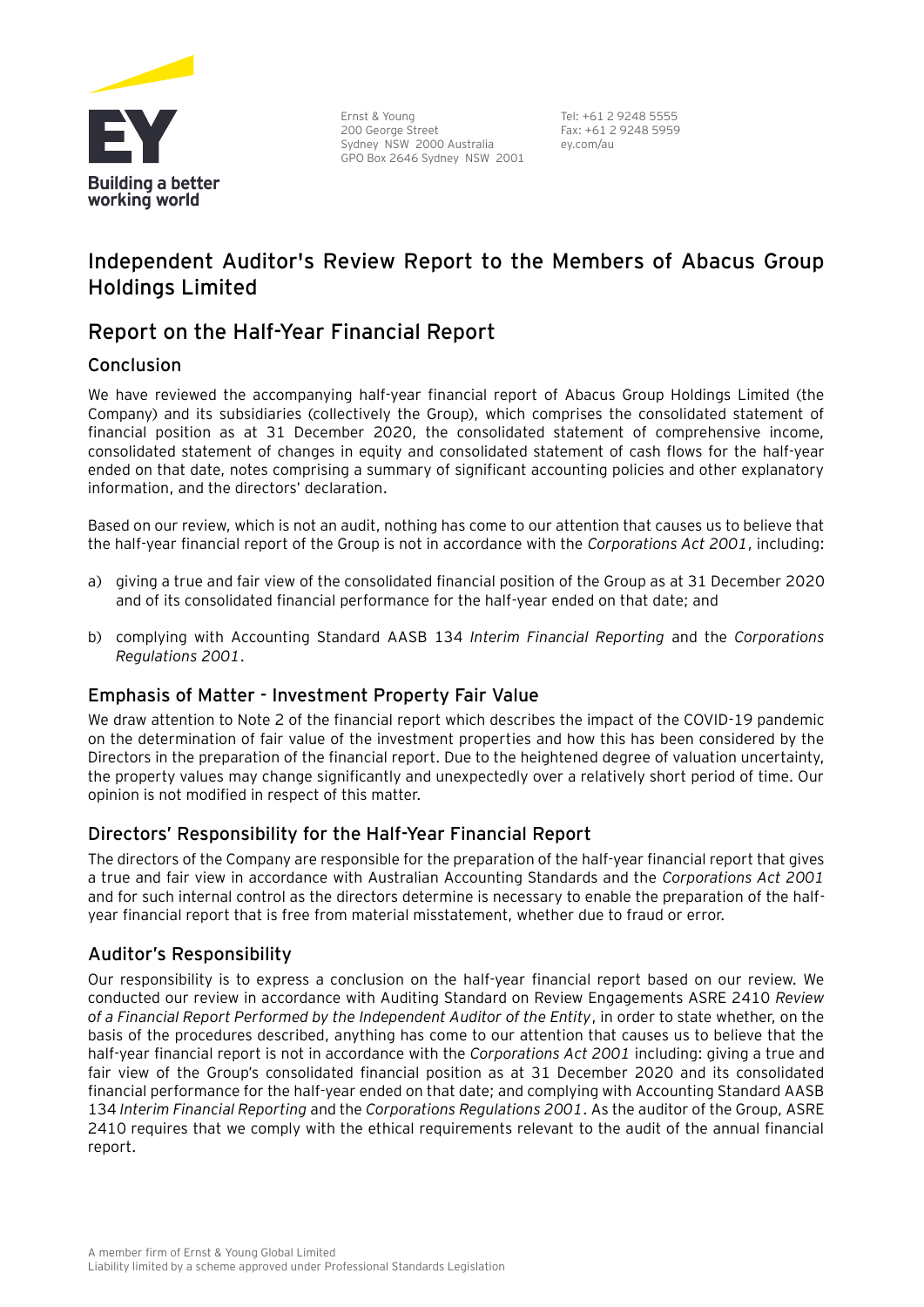Ernst & Young
200 George Street
Sydney NSW 2000 Australia
GPO Box 2646 Sydney NSW 2001

Tel: +61 2 9248 5555
Fax: +61 2 9248 5959
ey.com/au

# Independent Auditor's Review Report to the Members of Abacus Group Holdings Limited

## Report on the Half-Year Financial Report

### Conclusion

We have reviewed the accompanying half-year financial report of Abacus Group Holdings Limited (the Company) and its subsidiaries (collectively the Group), which comprises the consolidated statement of financial position as at 31 December 2020, the consolidated statement of comprehensive income, consolidated statement of changes in equity and consolidated statement of cash flows for the half-year ended on that date, notes comprising a summary of significant accounting policies and other explanatory information, and the directors' declaration.

Based on our review, which is not an audit, nothing has come to our attention that causes us to believe that the half-year financial report of the Group is not in accordance with the *Corporations Act 2001*, including:

a) giving a true and fair view of the consolidated financial position of the Group as at 31 December 2020 and of its consolidated financial performance for the half-year ended on that date; and

b) complying with Accounting Standard AASB 134 *Interim Financial Reporting* and the *Corporations Regulations 2001*.

### Emphasis of Matter - Investment Property Fair Value

We draw attention to Note 2 of the financial report which describes the impact of the COVID-19 pandemic on the determination of fair value of the investment properties and how this has been considered by the Directors in the preparation of the financial report. Due to the heightened degree of valuation uncertainty, the property values may change significantly and unexpectedly over a relatively short period of time. Our opinion is not modified in respect of this matter.

### Directors' Responsibility for the Half-Year Financial Report

The directors of the Company are responsible for the preparation of the half-year financial report that gives a true and fair view in accordance with Australian Accounting Standards and the *Corporations Act 2001* and for such internal control as the directors determine is necessary to enable the preparation of the half-year financial report that is free from material misstatement, whether due to fraud or error.

### Auditor's Responsibility

Our responsibility is to express a conclusion on the half-year financial report based on our review. We conducted our review in accordance with Auditing Standard on Review Engagements ASRE 2410 *Review of a Financial Report Performed by the Independent Auditor of the Entity*, in order to state whether, on the basis of the procedures described, anything has come to our attention that causes us to believe that the half-year financial report is not in accordance with the *Corporations Act 2001* including: giving a true and fair view of the Group's consolidated financial position as at 31 December 2020 and its consolidated financial performance for the half-year ended on that date; and complying with Accounting Standard AASB 134 *Interim Financial Reporting* and the *Corporations Regulations 2001*. As the auditor of the Group, ASRE 2410 requires that we comply with the ethical requirements relevant to the audit of the annual financial report.

A member firm of Ernst & Young Global Limited
Liability limited by a scheme approved under Professional Standards Legislation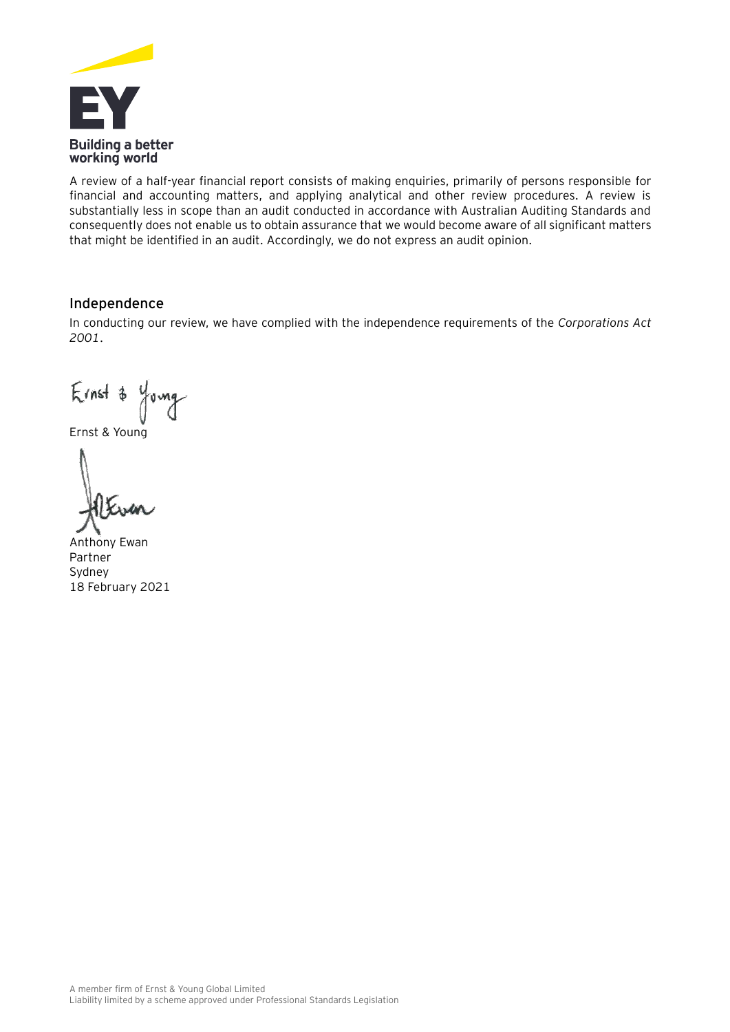A review of a half-year financial report consists of making enquiries, primarily of persons responsible for financial and accounting matters, and applying analytical and other review procedures. A review is substantially less in scope than an audit conducted in accordance with Australian Auditing Standards and consequently does not enable us to obtain assurance that we would become aware of all significant matters that might be identified in an audit. Accordingly, we do not express an audit opinion.

## Independence

In conducting our review, we have complied with the independence requirements of the *Corporations Act 2001*.

Ernst & Young

Anthony Ewan
Partner
Sydney
18 February 2021

A member firm of Ernst & Young Global Limited
Liability limited by a scheme approved under Professional Standards Legislation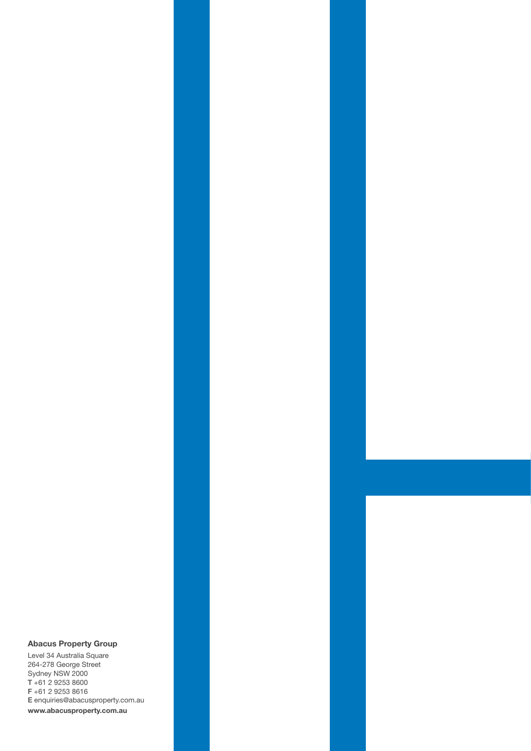**Abacus Property Group**

Level 34 Australia Square
264-278 George Street
Sydney NSW 2000
**T** +61 2 9253 8600
**F** +61 2 9253 8616
**E** enquiries@abacusproperty.com.au

**www.abacusproperty.com.au**